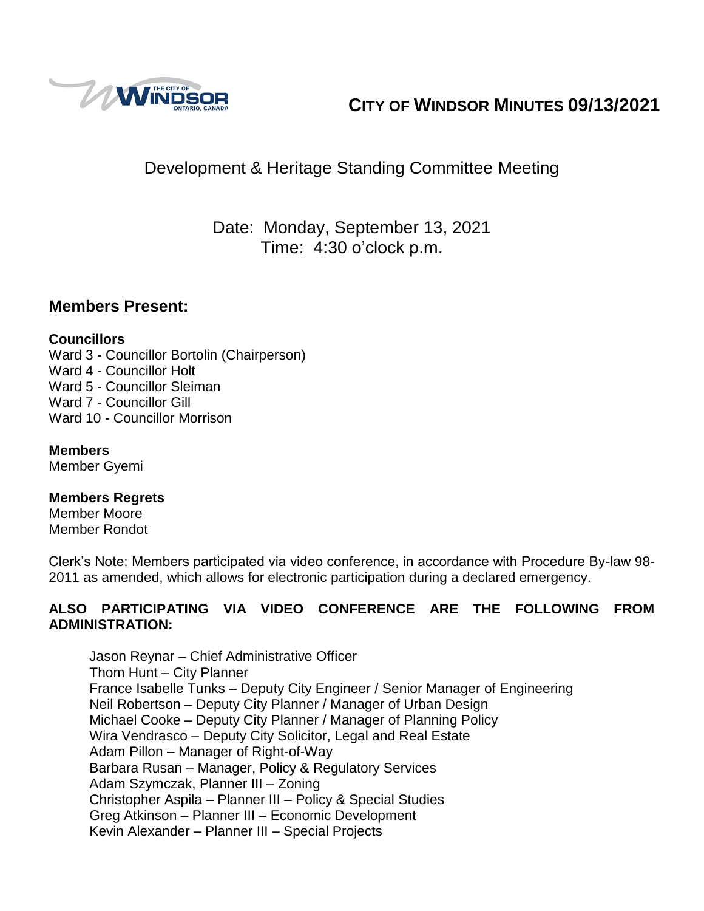# CITY OF WINDSOR MINUTES 09/13/2021

## Development & Heritage Standing Committee Meeting

Date: Monday, September 13, 2021
Time: 4:30 o'clock p.m.

## Members Present:

**Councillors**
Ward 3 - Councillor Bortolin (Chairperson)
Ward 4 - Councillor Holt
Ward 5 - Councillor Sleiman
Ward 7 - Councillor Gill
Ward 10 - Councillor Morrison

**Members**
Member Gyemi

**Members Regrets**
Member Moore
Member Rondot

Clerk's Note: Members participated via video conference, in accordance with Procedure By-law 98-2011 as amended, which allows for electronic participation during a declared emergency.

**ALSO PARTICIPATING VIA VIDEO CONFERENCE ARE THE FOLLOWING FROM ADMINISTRATION:**

Jason Reynar – Chief Administrative Officer
Thom Hunt – City Planner
France Isabelle Tunks – Deputy City Engineer / Senior Manager of Engineering
Neil Robertson – Deputy City Planner / Manager of Urban Design
Michael Cooke – Deputy City Planner / Manager of Planning Policy
Wira Vendrasco – Deputy City Solicitor, Legal and Real Estate
Adam Pillon – Manager of Right-of-Way
Barbara Rusan – Manager, Policy & Regulatory Services
Adam Szymczak, Planner III – Zoning
Christopher Aspila – Planner III – Policy & Special Studies
Greg Atkinson – Planner III – Economic Development
Kevin Alexander – Planner III – Special Projects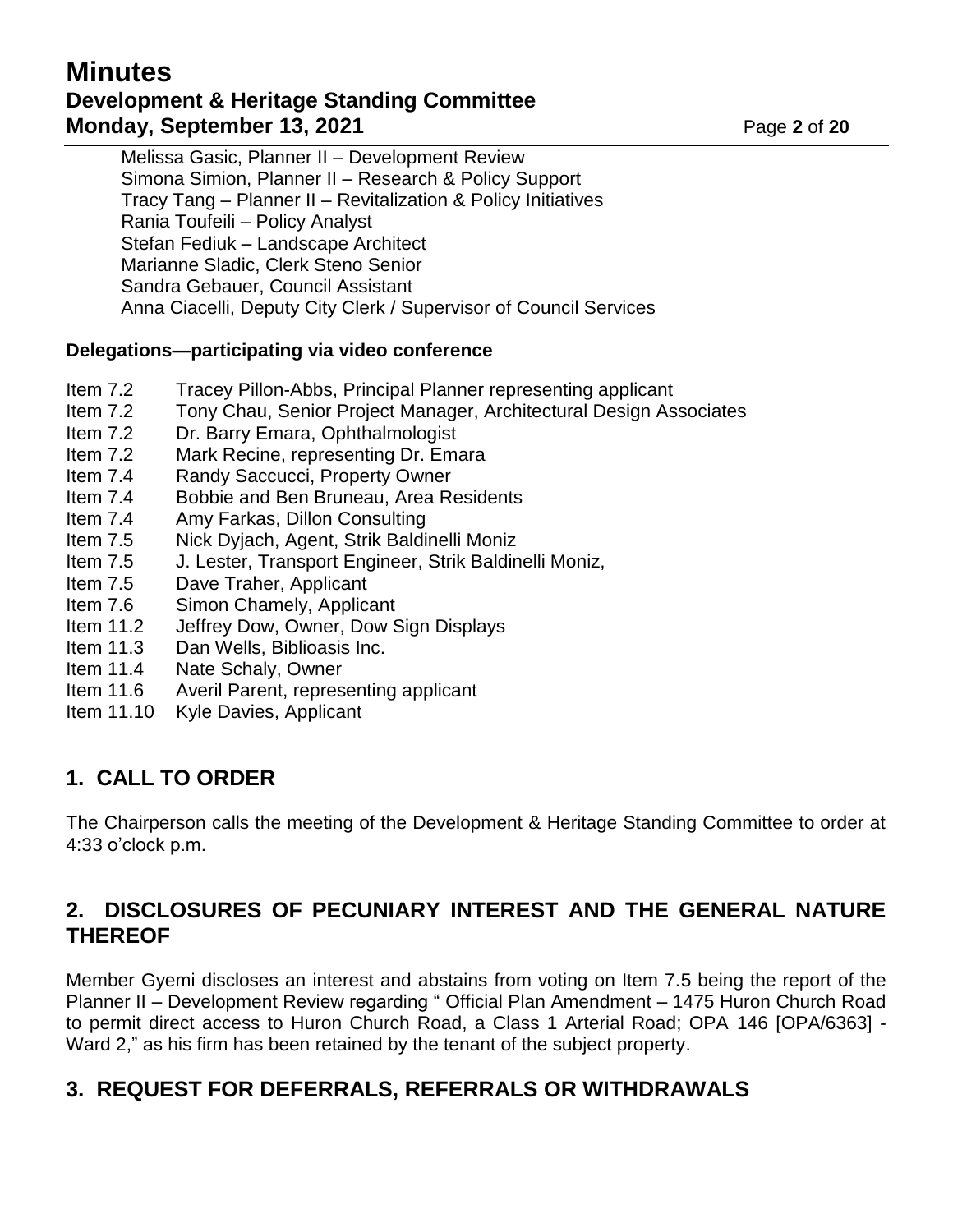Melissa Gasic, Planner II – Development Review
Simona Simion, Planner II – Research & Policy Support
Tracy Tang – Planner II – Revitalization & Policy Initiatives
Rania Toufeili – Policy Analyst
Stefan Fediuk – Landscape Architect
Marianne Sladic, Clerk Steno Senior
Sandra Gebauer, Council Assistant
Anna Ciacelli, Deputy City Clerk / Supervisor of Council Services

**Delegations—participating via video conference**

Item 7.2 Tracey Pillon-Abbs, Principal Planner representing applicant
Item 7.2 Tony Chau, Senior Project Manager, Architectural Design Associates
Item 7.2 Dr. Barry Emara, Ophthalmologist
Item 7.2 Mark Recine, representing Dr. Emara
Item 7.4 Randy Saccucci, Property Owner
Item 7.4 Bobbie and Ben Bruneau, Area Residents
Item 7.4 Amy Farkas, Dillon Consulting
Item 7.5 Nick Dyjach, Agent, Strik Baldinelli Moniz
Item 7.5 J. Lester, Transport Engineer, Strik Baldinelli Moniz,
Item 7.5 Dave Traher, Applicant
Item 7.6 Simon Chamely, Applicant
Item 11.2 Jeffrey Dow, Owner, Dow Sign Displays
Item 11.3 Dan Wells, Biblioasis Inc.
Item 11.4 Nate Schaly, Owner
Item 11.6 Averil Parent, representing applicant
Item 11.10 Kyle Davies, Applicant

## 1. CALL TO ORDER

The Chairperson calls the meeting of the Development & Heritage Standing Committee to order at 4:33 o'clock p.m.

## 2. DISCLOSURES OF PECUNIARY INTEREST AND THE GENERAL NATURE THEREOF

Member Gyemi discloses an interest and abstains from voting on Item 7.5 being the report of the Planner II – Development Review regarding " Official Plan Amendment – 1475 Huron Church Road to permit direct access to Huron Church Road, a Class 1 Arterial Road; OPA 146 [OPA/6363] - Ward 2," as his firm has been retained by the tenant of the subject property.

## 3. REQUEST FOR DEFERRALS, REFERRALS OR WITHDRAWALS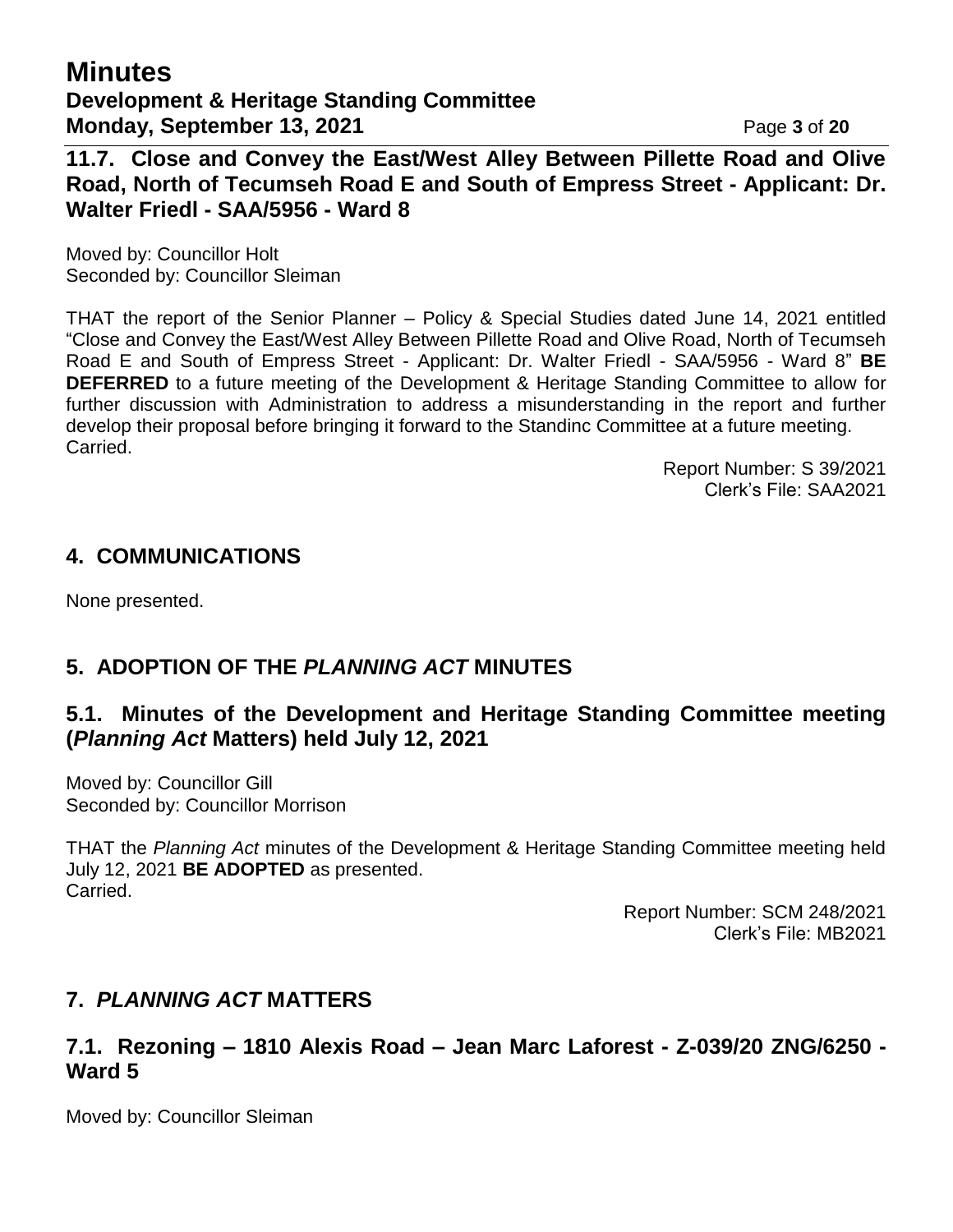## 11.7. Close and Convey the East/West Alley Between Pillette Road and Olive Road, North of Tecumseh Road E and South of Empress Street - Applicant: Dr. Walter Friedl - SAA/5956 - Ward 8

Moved by: Councillor Holt
Seconded by: Councillor Sleiman

THAT the report of the Senior Planner – Policy & Special Studies dated June 14, 2021 entitled "Close and Convey the East/West Alley Between Pillette Road and Olive Road, North of Tecumseh Road E and South of Empress Street - Applicant: Dr. Walter Friedl - SAA/5956 - Ward 8" **BE DEFERRED** to a future meeting of the Development & Heritage Standing Committee to allow for further discussion with Administration to address a misunderstanding in the report and further develop their proposal before bringing it forward to the Standinc Committee at a future meeting.
Carried.

Report Number: S 39/2021
Clerk's File: SAA2021

## 4. COMMUNICATIONS

None presented.

## 5. ADOPTION OF THE *PLANNING ACT* MINUTES

## 5.1. Minutes of the Development and Heritage Standing Committee meeting (*Planning Act* Matters) held July 12, 2021

Moved by: Councillor Gill
Seconded by: Councillor Morrison

THAT the *Planning Act* minutes of the Development & Heritage Standing Committee meeting held July 12, 2021 **BE ADOPTED** as presented.
Carried.

Report Number: SCM 248/2021
Clerk's File: MB2021

## 7. *PLANNING ACT* MATTERS

## 7.1. Rezoning – 1810 Alexis Road – Jean Marc Laforest - Z-039/20 ZNG/6250 - Ward 5

Moved by: Councillor Sleiman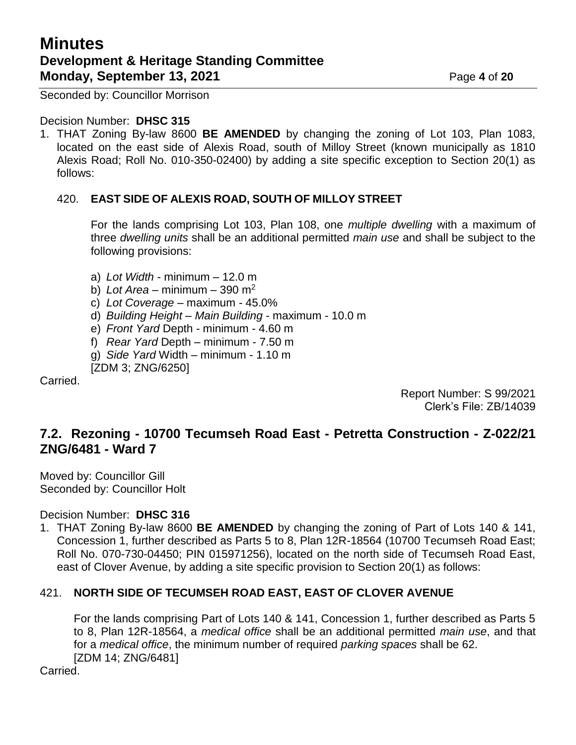Seconded by: Councillor Morrison

Decision Number: **DHSC 315**

1. THAT Zoning By-law 8600 **BE AMENDED** by changing the zoning of Lot 103, Plan 1083, located on the east side of Alexis Road, south of Milloy Street (known municipally as 1810 Alexis Road; Roll No. 010-350-02400) by adding a site specific exception to Section 20(1) as follows:

   420. **EAST SIDE OF ALEXIS ROAD, SOUTH OF MILLOY STREET**

   For the lands comprising Lot 103, Plan 108, one *multiple dwelling* with a maximum of three *dwelling units* shall be an additional permitted *main use* and shall be subject to the following provisions:

   a) *Lot Width* - minimum – 12.0 m
   b) *Lot Area* – minimum – 390 $m^2$
   c) *Lot Coverage* – maximum - 45.0%
   d) *Building Height – Main Building* - maximum - 10.0 m
   e) *Front Yard* Depth - minimum - 4.60 m
   f) *Rear Yard* Depth – minimum - 7.50 m
   g) *Side Yard* Width – minimum - 1.10 m
   [ZDM 3; ZNG/6250]

Carried.

Report Number: S 99/2021
Clerk's File: ZB/14039

## 7.2. Rezoning - 10700 Tecumseh Road East - Petretta Construction - Z-022/21 ZNG/6481 - Ward 7

Moved by: Councillor Gill
Seconded by: Councillor Holt

Decision Number: **DHSC 316**

1. THAT Zoning By-law 8600 **BE AMENDED** by changing the zoning of Part of Lots 140 & 141, Concession 1, further described as Parts 5 to 8, Plan 12R-18564 (10700 Tecumseh Road East; Roll No. 070-730-04450; PIN 015971256), located on the north side of Tecumseh Road East, east of Clover Avenue, by adding a site specific provision to Section 20(1) as follows:

421. **NORTH SIDE OF TECUMSEH ROAD EAST, EAST OF CLOVER AVENUE**

For the lands comprising Part of Lots 140 & 141, Concession 1, further described as Parts 5 to 8, Plan 12R-18564, a *medical office* shall be an additional permitted *main use*, and that for a *medical office*, the minimum number of required *parking spaces* shall be 62.
[ZDM 14; ZNG/6481]

Carried.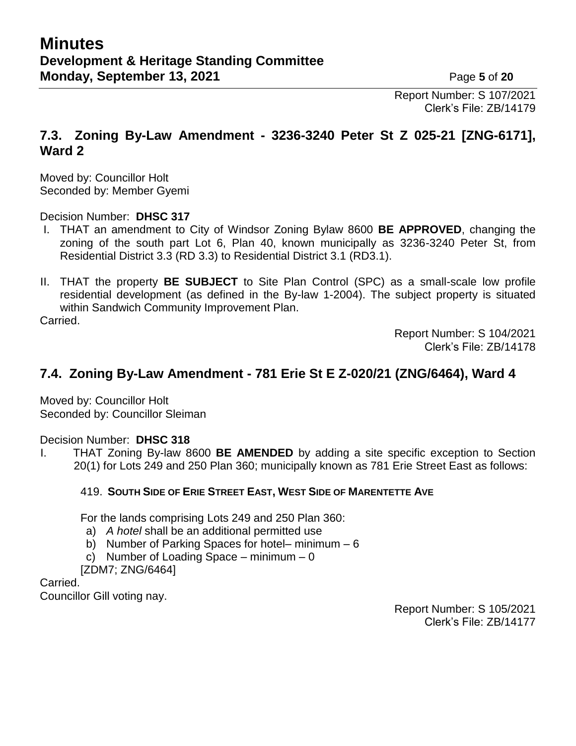Report Number: S 107/2021
Clerk's File: ZB/14179

## 7.3. Zoning By-Law Amendment - 3236-3240 Peter St Z 025-21 [ZNG-6171], Ward 2

Moved by: Councillor Holt
Seconded by: Member Gyemi

Decision Number: **DHSC 317**

I. THAT an amendment to City of Windsor Zoning Bylaw 8600 **BE APPROVED**, changing the zoning of the south part Lot 6, Plan 40, known municipally as 3236-3240 Peter St, from Residential District 3.3 (RD 3.3) to Residential District 3.1 (RD3.1).

II. THAT the property **BE SUBJECT** to Site Plan Control (SPC) as a small-scale low profile residential development (as defined in the By-law 1-2004). The subject property is situated within Sandwich Community Improvement Plan.

Carried.

Report Number: S 104/2021
Clerk's File: ZB/14178

## 7.4. Zoning By-Law Amendment - 781 Erie St E Z-020/21 (ZNG/6464), Ward 4

Moved by: Councillor Holt
Seconded by: Councillor Sleiman

Decision Number: **DHSC 318**

I. THAT Zoning By-law 8600 **BE AMENDED** by adding a site specific exception to Section 20(1) for Lots 249 and 250 Plan 360; municipally known as 781 Erie Street East as follows:

419. **SOUTH SIDE OF ERIE STREET EAST, WEST SIDE OF MARENTETTE AVE**

For the lands comprising Lots 249 and 250 Plan 360:

a) *A hotel* shall be an additional permitted use
b) Number of Parking Spaces for hotel– minimum – 6
c) Number of Loading Space – minimum – 0

[ZDM7; ZNG/6464]

Carried.
Councillor Gill voting nay.

Report Number: S 105/2021
Clerk's File: ZB/14177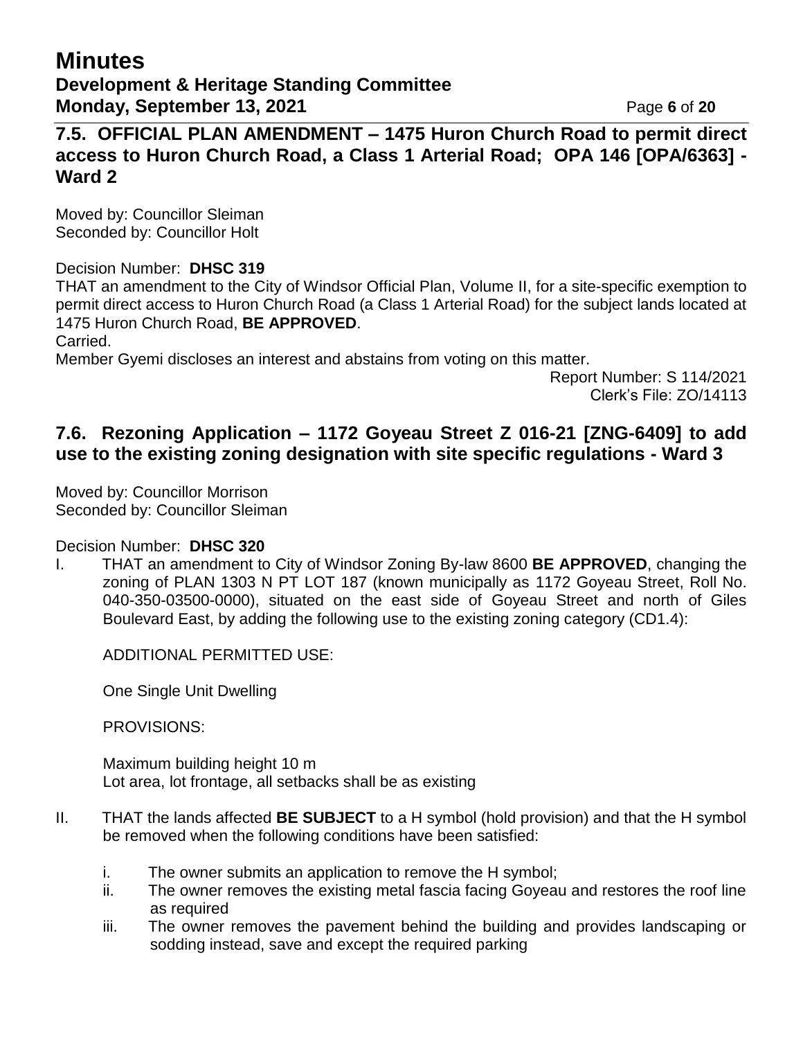## 7.5. OFFICIAL PLAN AMENDMENT – 1475 Huron Church Road to permit direct access to Huron Church Road, a Class 1 Arterial Road; OPA 146 [OPA/6363] - Ward 2

Moved by: Councillor Sleiman
Seconded by: Councillor Holt

Decision Number: **DHSC 319**
THAT an amendment to the City of Windsor Official Plan, Volume II, for a site-specific exemption to permit direct access to Huron Church Road (a Class 1 Arterial Road) for the subject lands located at 1475 Huron Church Road, **BE APPROVED**.
Carried.
Member Gyemi discloses an interest and abstains from voting on this matter.

Report Number: S 114/2021
Clerk's File: ZO/14113

## 7.6. Rezoning Application – 1172 Goyeau Street Z 016-21 [ZNG-6409] to add use to the existing zoning designation with site specific regulations - Ward 3

Moved by: Councillor Morrison
Seconded by: Councillor Sleiman

Decision Number: **DHSC 320**

I. THAT an amendment to City of Windsor Zoning By-law 8600 **BE APPROVED**, changing the zoning of PLAN 1303 N PT LOT 187 (known municipally as 1172 Goyeau Street, Roll No. 040-350-03500-0000), situated on the east side of Goyeau Street and north of Giles Boulevard East, by adding the following use to the existing zoning category (CD1.4):

   ADDITIONAL PERMITTED USE:

   One Single Unit Dwelling

   PROVISIONS:

   Maximum building height 10 m
   Lot area, lot frontage, all setbacks shall be as existing

II. THAT the lands affected **BE SUBJECT** to a H symbol (hold provision) and that the H symbol be removed when the following conditions have been satisfied:

   i. The owner submits an application to remove the H symbol;
   ii. The owner removes the existing metal fascia facing Goyeau and restores the roof line as required
   iii. The owner removes the pavement behind the building and provides landscaping or sodding instead, save and except the required parking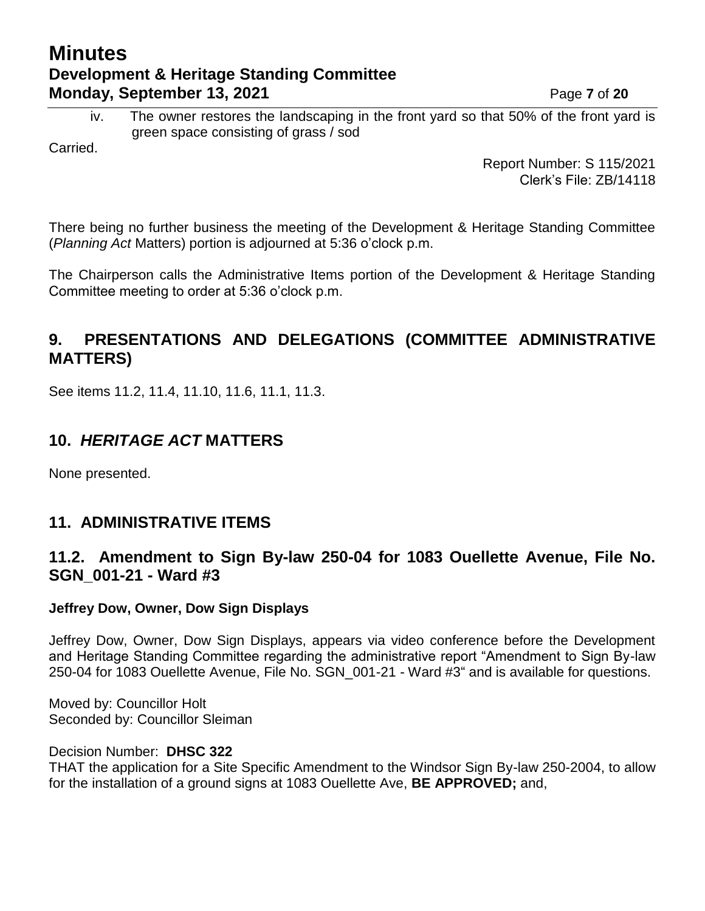iv. The owner restores the landscaping in the front yard so that 50% of the front yard is green space consisting of grass / sod

Carried.

Report Number: S 115/2021
Clerk's File: ZB/14118

There being no further business the meeting of the Development & Heritage Standing Committee (*Planning Act* Matters) portion is adjourned at 5:36 o'clock p.m.

The Chairperson calls the Administrative Items portion of the Development & Heritage Standing Committee meeting to order at 5:36 o'clock p.m.

## 9. PRESENTATIONS AND DELEGATIONS (COMMITTEE ADMINISTRATIVE MATTERS)

See items 11.2, 11.4, 11.10, 11.6, 11.1, 11.3.

## 10. *HERITAGE ACT* MATTERS

None presented.

## 11. ADMINISTRATIVE ITEMS

### 11.2. Amendment to Sign By-law 250-04 for 1083 Ouellette Avenue, File No. SGN_001-21 - Ward #3

**Jeffrey Dow, Owner, Dow Sign Displays**

Jeffrey Dow, Owner, Dow Sign Displays, appears via video conference before the Development and Heritage Standing Committee regarding the administrative report "Amendment to Sign By-law 250-04 for 1083 Ouellette Avenue, File No. SGN_001-21 - Ward #3" and is available for questions.

Moved by: Councillor Holt
Seconded by: Councillor Sleiman

Decision Number: **DHSC 322**
THAT the application for a Site Specific Amendment to the Windsor Sign By-law 250-2004, to allow for the installation of a ground signs at 1083 Ouellette Ave, **BE APPROVED;** and,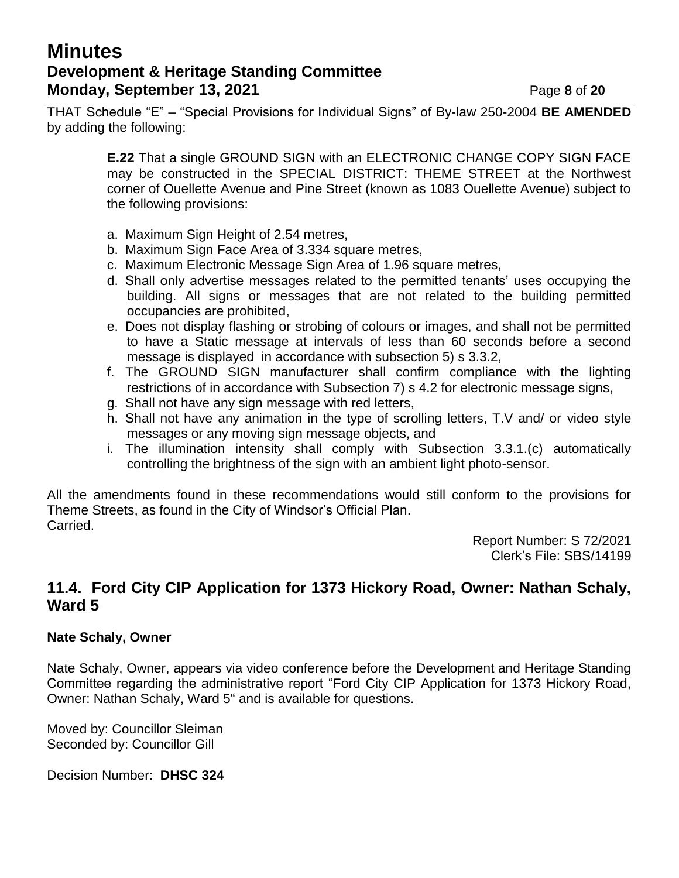THAT Schedule "E" – "Special Provisions for Individual Signs" of By-law 250-2004 **BE AMENDED** by adding the following:

> **E.22** That a single GROUND SIGN with an ELECTRONIC CHANGE COPY SIGN FACE may be constructed in the SPECIAL DISTRICT: THEME STREET at the Northwest corner of Ouellette Avenue and Pine Street (known as 1083 Ouellette Avenue) subject to the following provisions:
>
> a. Maximum Sign Height of 2.54 metres,
> b. Maximum Sign Face Area of 3.334 square metres,
> c. Maximum Electronic Message Sign Area of 1.96 square metres,
> d. Shall only advertise messages related to the permitted tenants' uses occupying the building. All signs or messages that are not related to the building permitted occupancies are prohibited,
> e. Does not display flashing or strobing of colours or images, and shall not be permitted to have a Static message at intervals of less than 60 seconds before a second message is displayed in accordance with subsection 5) s 3.3.2,
> f. The GROUND SIGN manufacturer shall confirm compliance with the lighting restrictions of in accordance with Subsection 7) s 4.2 for electronic message signs,
> g. Shall not have any sign message with red letters,
> h. Shall not have any animation in the type of scrolling letters, T.V and/ or video style messages or any moving sign message objects, and
> i. The illumination intensity shall comply with Subsection 3.3.1.(c) automatically controlling the brightness of the sign with an ambient light photo-sensor.

All the amendments found in these recommendations would still conform to the provisions for Theme Streets, as found in the City of Windsor's Official Plan.
Carried.

Report Number: S 72/2021
Clerk's File: SBS/14199

## 11.4. Ford City CIP Application for 1373 Hickory Road, Owner: Nathan Schaly, Ward 5

**Nate Schaly, Owner**

Nate Schaly, Owner, appears via video conference before the Development and Heritage Standing Committee regarding the administrative report "Ford City CIP Application for 1373 Hickory Road, Owner: Nathan Schaly, Ward 5" and is available for questions.

Moved by: Councillor Sleiman
Seconded by: Councillor Gill

Decision Number: **DHSC 324**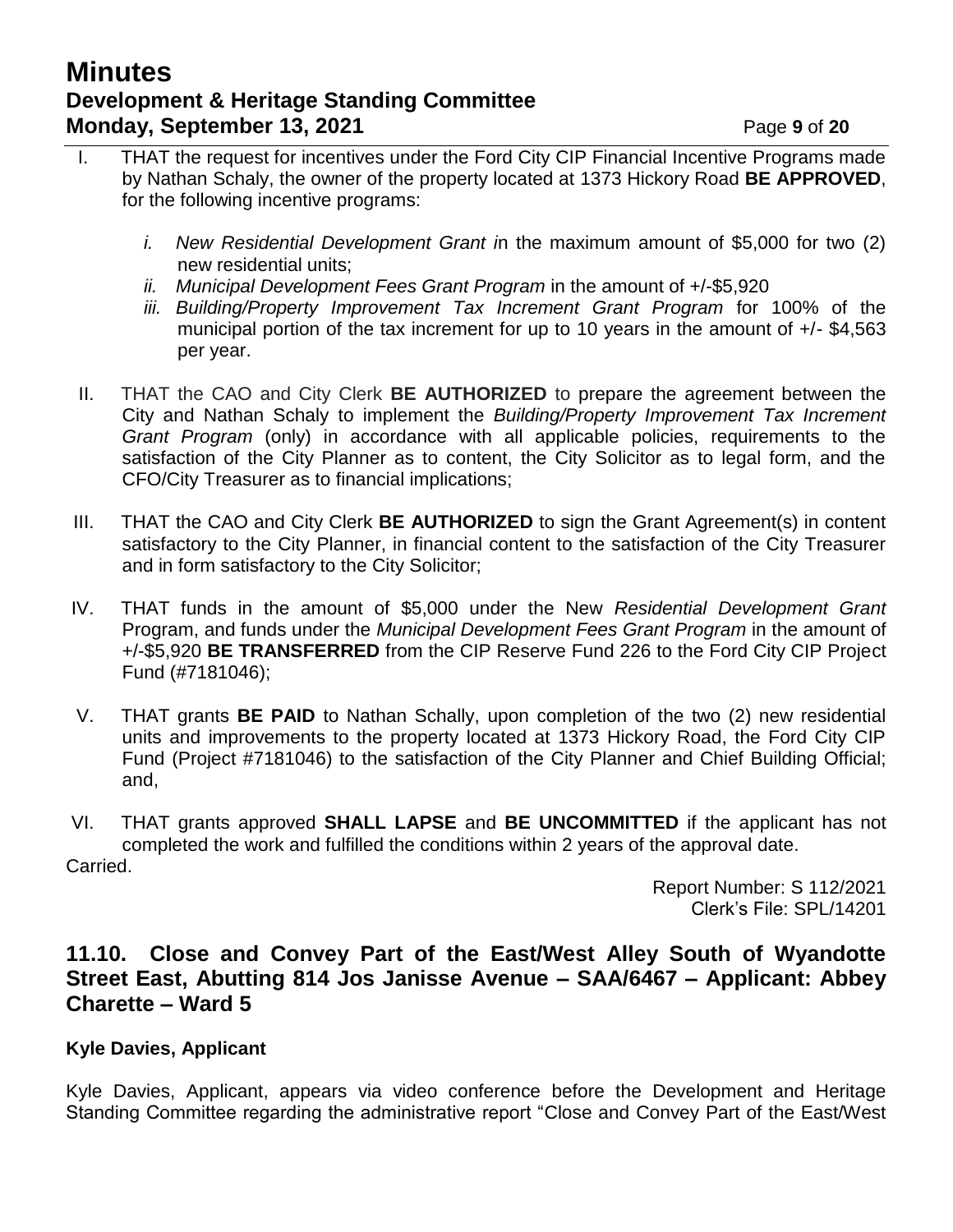I. THAT the request for incentives under the Ford City CIP Financial Incentive Programs made by Nathan Schaly, the owner of the property located at 1373 Hickory Road **BE APPROVED**, for the following incentive programs:

   *i. New Residential Development Grant i*n the maximum amount of $5,000 for two (2) new residential units;
   
   *ii. Municipal Development Fees Grant Program* in the amount of +/-$5,920
   
   *iii. Building/Property Improvement Tax Increment Grant Program* for 100% of the municipal portion of the tax increment for up to 10 years in the amount of +/- $4,563 per year.

II. THAT the CAO and City Clerk **BE AUTHORIZED** to prepare the agreement between the City and Nathan Schaly to implement the *Building/Property Improvement Tax Increment Grant Program* (only) in accordance with all applicable policies, requirements to the satisfaction of the City Planner as to content, the City Solicitor as to legal form, and the CFO/City Treasurer as to financial implications;

III. THAT the CAO and City Clerk **BE AUTHORIZED** to sign the Grant Agreement(s) in content satisfactory to the City Planner, in financial content to the satisfaction of the City Treasurer and in form satisfactory to the City Solicitor;

IV. THAT funds in the amount of $5,000 under the New *Residential Development Grant* Program, and funds under the *Municipal Development Fees Grant Program* in the amount of +/-$5,920 **BE TRANSFERRED** from the CIP Reserve Fund 226 to the Ford City CIP Project Fund (#7181046);

V. THAT grants **BE PAID** to Nathan Schally, upon completion of the two (2) new residential units and improvements to the property located at 1373 Hickory Road, the Ford City CIP Fund (Project #7181046) to the satisfaction of the City Planner and Chief Building Official; and,

VI. THAT grants approved **SHALL LAPSE** and **BE UNCOMMITTED** if the applicant has not completed the work and fulfilled the conditions within 2 years of the approval date.

Carried.

Report Number: S 112/2021
Clerk's File: SPL/14201

## 11.10. Close and Convey Part of the East/West Alley South of Wyandotte Street East, Abutting 814 Jos Janisse Avenue – SAA/6467 – Applicant: Abbey Charette – Ward 5

**Kyle Davies, Applicant**

Kyle Davies, Applicant, appears via video conference before the Development and Heritage Standing Committee regarding the administrative report "Close and Convey Part of the East/West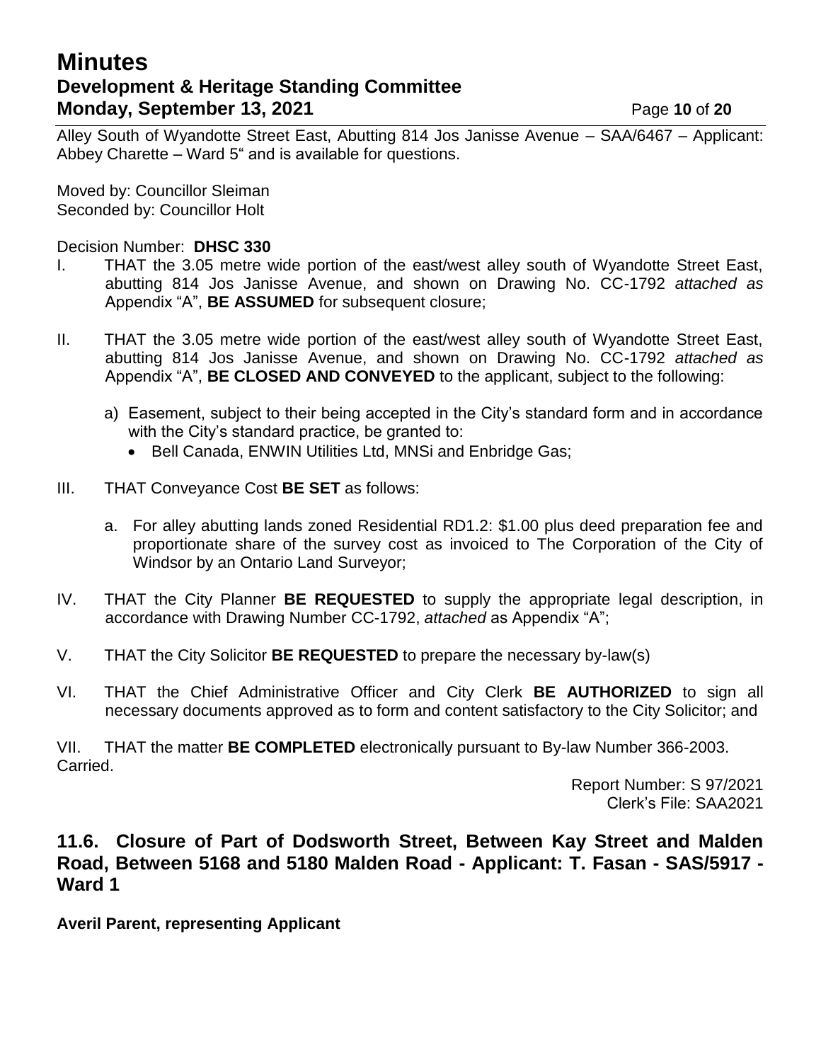Alley South of Wyandotte Street East, Abutting 814 Jos Janisse Avenue – SAA/6467 – Applicant: Abbey Charette – Ward 5" and is available for questions.

Moved by: Councillor Sleiman
Seconded by: Councillor Holt

Decision Number: **DHSC 330**

I. THAT the 3.05 metre wide portion of the east/west alley south of Wyandotte Street East, abutting 814 Jos Janisse Avenue, and shown on Drawing No. CC-1792 *attached as* Appendix "A", **BE ASSUMED** for subsequent closure;

II. THAT the 3.05 metre wide portion of the east/west alley south of Wyandotte Street East, abutting 814 Jos Janisse Avenue, and shown on Drawing No. CC-1792 *attached as* Appendix "A", **BE CLOSED AND CONVEYED** to the applicant, subject to the following:

   a) Easement, subject to their being accepted in the City's standard form and in accordance with the City's standard practice, be granted to:
      - Bell Canada, ENWIN Utilities Ltd, MNSi and Enbridge Gas;

III. THAT Conveyance Cost **BE SET** as follows:

   a. For alley abutting lands zoned Residential RD1.2: $1.00 plus deed preparation fee and proportionate share of the survey cost as invoiced to The Corporation of the City of Windsor by an Ontario Land Surveyor;

IV. THAT the City Planner **BE REQUESTED** to supply the appropriate legal description, in accordance with Drawing Number CC-1792, *attached* as Appendix "A";

V. THAT the City Solicitor **BE REQUESTED** to prepare the necessary by-law(s)

VI. THAT the Chief Administrative Officer and City Clerk **BE AUTHORIZED** to sign all necessary documents approved as to form and content satisfactory to the City Solicitor; and

VII. THAT the matter **BE COMPLETED** electronically pursuant to By-law Number 366-2003.

Carried.

Report Number: S 97/2021
Clerk's File: SAA2021

## 11.6. Closure of Part of Dodsworth Street, Between Kay Street and Malden Road, Between 5168 and 5180 Malden Road - Applicant: T. Fasan - SAS/5917 - Ward 1

**Averil Parent, representing Applicant**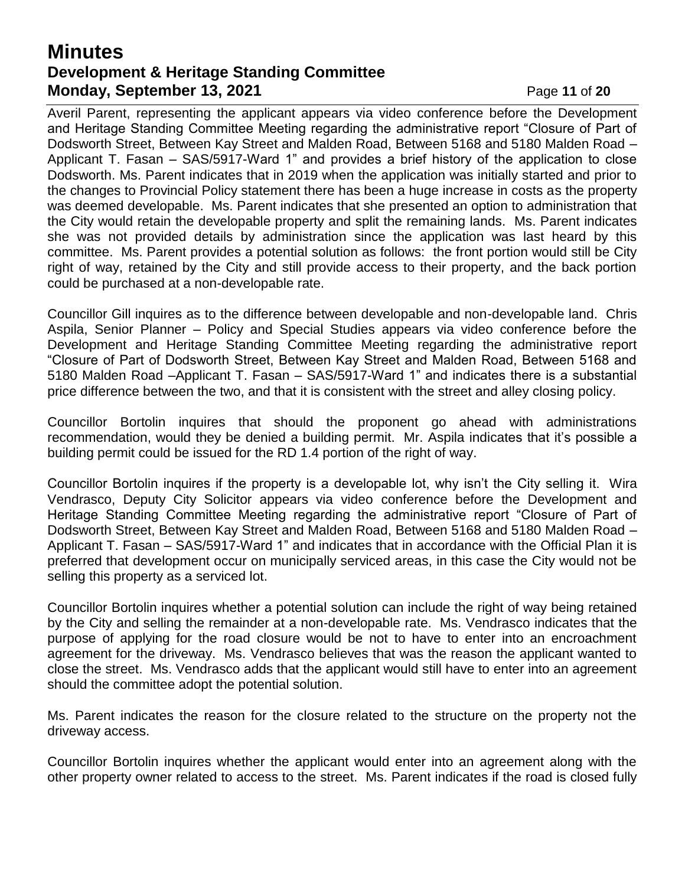Averil Parent, representing the applicant appears via video conference before the Development and Heritage Standing Committee Meeting regarding the administrative report "Closure of Part of Dodsworth Street, Between Kay Street and Malden Road, Between 5168 and 5180 Malden Road – Applicant T. Fasan – SAS/5917-Ward 1" and provides a brief history of the application to close Dodsworth. Ms. Parent indicates that in 2019 when the application was initially started and prior to the changes to Provincial Policy statement there has been a huge increase in costs as the property was deemed developable. Ms. Parent indicates that she presented an option to administration that the City would retain the developable property and split the remaining lands. Ms. Parent indicates she was not provided details by administration since the application was last heard by this committee. Ms. Parent provides a potential solution as follows: the front portion would still be City right of way, retained by the City and still provide access to their property, and the back portion could be purchased at a non-developable rate.

Councillor Gill inquires as to the difference between developable and non-developable land. Chris Aspila, Senior Planner – Policy and Special Studies appears via video conference before the Development and Heritage Standing Committee Meeting regarding the administrative report "Closure of Part of Dodsworth Street, Between Kay Street and Malden Road, Between 5168 and 5180 Malden Road –Applicant T. Fasan – SAS/5917-Ward 1" and indicates there is a substantial price difference between the two, and that it is consistent with the street and alley closing policy.

Councillor Bortolin inquires that should the proponent go ahead with administrations recommendation, would they be denied a building permit. Mr. Aspila indicates that it's possible a building permit could be issued for the RD 1.4 portion of the right of way.

Councillor Bortolin inquires if the property is a developable lot, why isn't the City selling it. Wira Vendrasco, Deputy City Solicitor appears via video conference before the Development and Heritage Standing Committee Meeting regarding the administrative report "Closure of Part of Dodsworth Street, Between Kay Street and Malden Road, Between 5168 and 5180 Malden Road – Applicant T. Fasan – SAS/5917-Ward 1" and indicates that in accordance with the Official Plan it is preferred that development occur on municipally serviced areas, in this case the City would not be selling this property as a serviced lot.

Councillor Bortolin inquires whether a potential solution can include the right of way being retained by the City and selling the remainder at a non-developable rate. Ms. Vendrasco indicates that the purpose of applying for the road closure would be not to have to enter into an encroachment agreement for the driveway. Ms. Vendrasco believes that was the reason the applicant wanted to close the street. Ms. Vendrasco adds that the applicant would still have to enter into an agreement should the committee adopt the potential solution.

Ms. Parent indicates the reason for the closure related to the structure on the property not the driveway access.

Councillor Bortolin inquires whether the applicant would enter into an agreement along with the other property owner related to access to the street. Ms. Parent indicates if the road is closed fully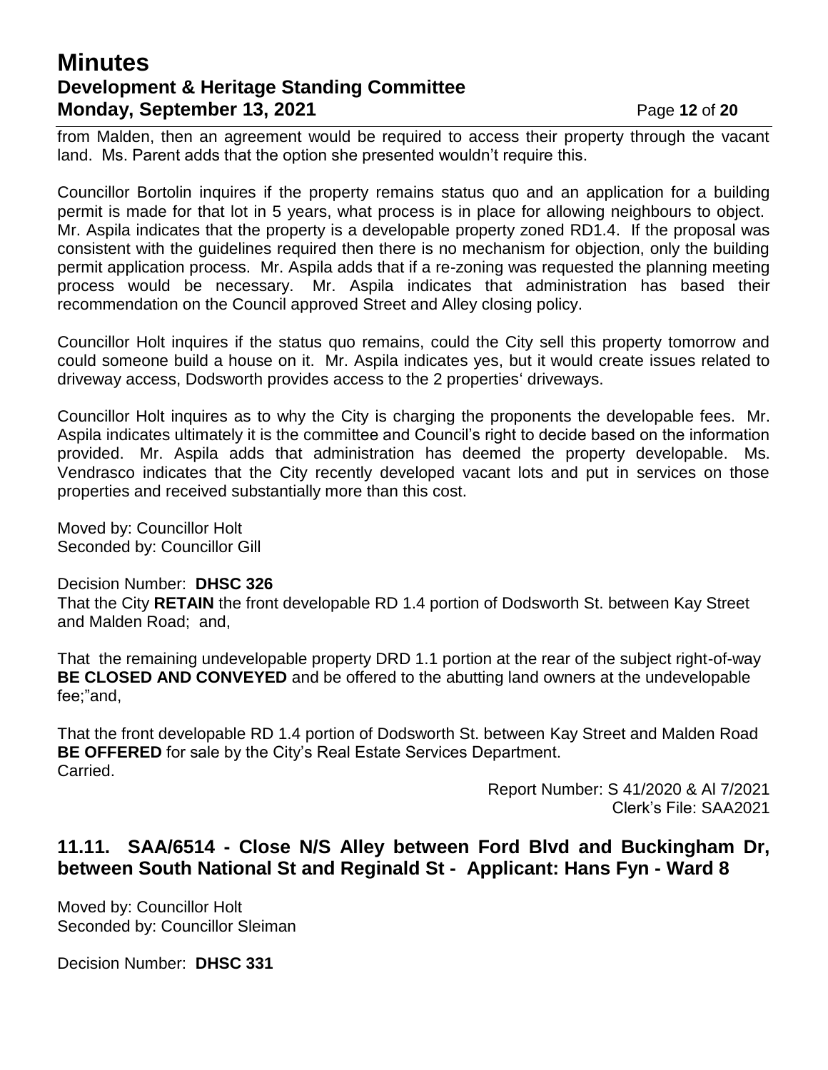from Malden, then an agreement would be required to access their property through the vacant land. Ms. Parent adds that the option she presented wouldn't require this.

Councillor Bortolin inquires if the property remains status quo and an application for a building permit is made for that lot in 5 years, what process is in place for allowing neighbours to object. Mr. Aspila indicates that the property is a developable property zoned RD1.4. If the proposal was consistent with the guidelines required then there is no mechanism for objection, only the building permit application process. Mr. Aspila adds that if a re-zoning was requested the planning meeting process would be necessary. Mr. Aspila indicates that administration has based their recommendation on the Council approved Street and Alley closing policy.

Councillor Holt inquires if the status quo remains, could the City sell this property tomorrow and could someone build a house on it. Mr. Aspila indicates yes, but it would create issues related to driveway access, Dodsworth provides access to the 2 properties' driveways.

Councillor Holt inquires as to why the City is charging the proponents the developable fees. Mr. Aspila indicates ultimately it is the committee and Council's right to decide based on the information provided. Mr. Aspila adds that administration has deemed the property developable. Ms. Vendrasco indicates that the City recently developed vacant lots and put in services on those properties and received substantially more than this cost.

Moved by: Councillor Holt
Seconded by: Councillor Gill

Decision Number: **DHSC 326**
That the City **RETAIN** the front developable RD 1.4 portion of Dodsworth St. between Kay Street and Malden Road; and,

That the remaining undevelopable property DRD 1.1 portion at the rear of the subject right-of-way **BE CLOSED AND CONVEYED** and be offered to the abutting land owners at the undevelopable fee;"and,

That the front developable RD 1.4 portion of Dodsworth St. between Kay Street and Malden Road **BE OFFERED** for sale by the City's Real Estate Services Department.
Carried.

Report Number: S 41/2020 & Al 7/2021
Clerk's File: SAA2021

## 11.11. SAA/6514 - Close N/S Alley between Ford Blvd and Buckingham Dr, between South National St and Reginald St - Applicant: Hans Fyn - Ward 8

Moved by: Councillor Holt
Seconded by: Councillor Sleiman

Decision Number: **DHSC 331**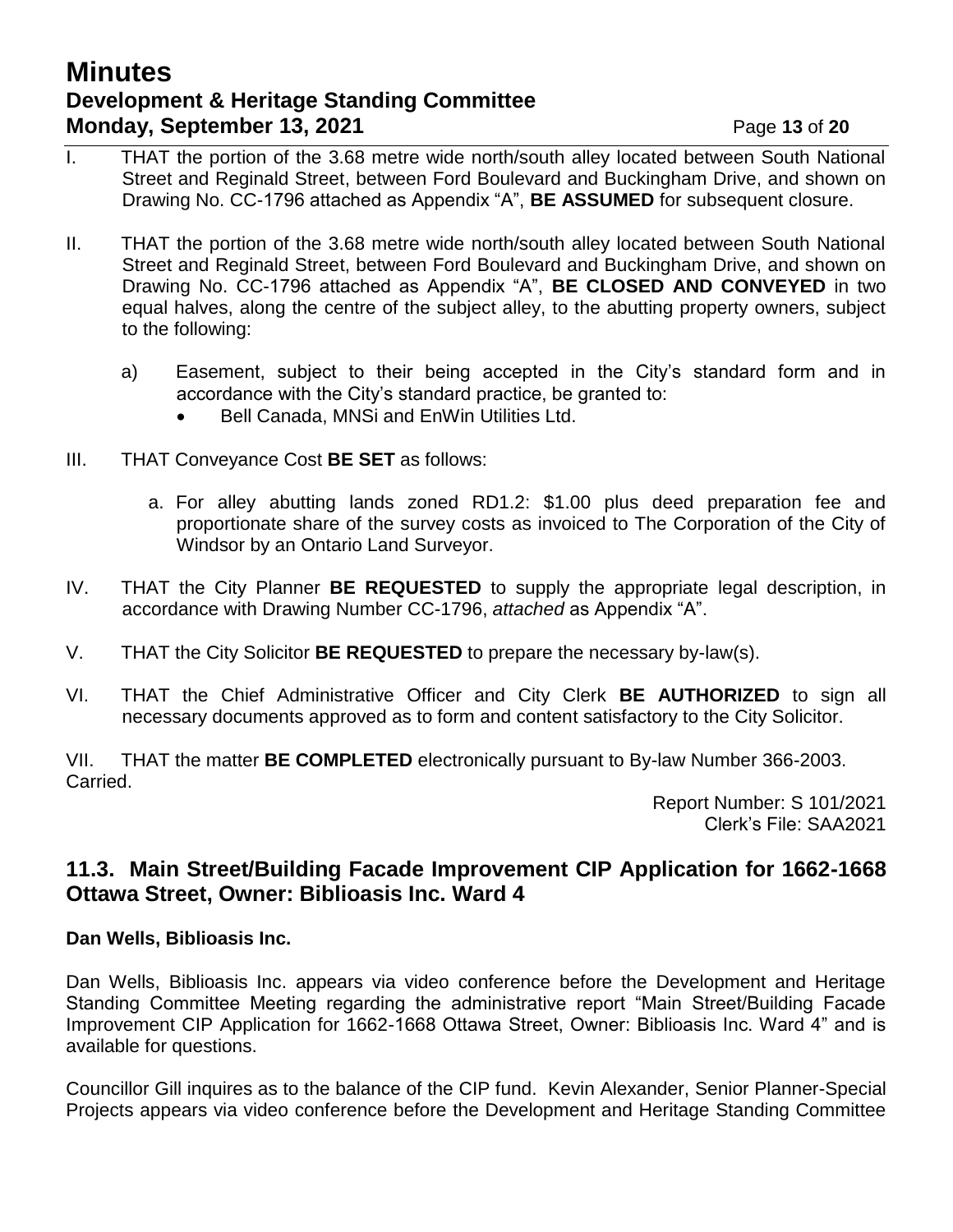I. THAT the portion of the 3.68 metre wide north/south alley located between South National Street and Reginald Street, between Ford Boulevard and Buckingham Drive, and shown on Drawing No. CC-1796 attached as Appendix "A", **BE ASSUMED** for subsequent closure.

II. THAT the portion of the 3.68 metre wide north/south alley located between South National Street and Reginald Street, between Ford Boulevard and Buckingham Drive, and shown on Drawing No. CC-1796 attached as Appendix "A", **BE CLOSED AND CONVEYED** in two equal halves, along the centre of the subject alley, to the abutting property owners, subject to the following:

   a) Easement, subject to their being accepted in the City's standard form and in accordance with the City's standard practice, be granted to:
      - Bell Canada, MNSi and EnWin Utilities Ltd.

III. THAT Conveyance Cost **BE SET** as follows:

   a. For alley abutting lands zoned RD1.2: $1.00 plus deed preparation fee and proportionate share of the survey costs as invoiced to The Corporation of the City of Windsor by an Ontario Land Surveyor.

IV. THAT the City Planner **BE REQUESTED** to supply the appropriate legal description, in accordance with Drawing Number CC-1796, *attached* as Appendix "A".

V. THAT the City Solicitor **BE REQUESTED** to prepare the necessary by-law(s).

VI. THAT the Chief Administrative Officer and City Clerk **BE AUTHORIZED** to sign all necessary documents approved as to form and content satisfactory to the City Solicitor.

VII. THAT the matter **BE COMPLETED** electronically pursuant to By-law Number 366-2003.
Carried.

Report Number: S 101/2021
Clerk's File: SAA2021

## 11.3. Main Street/Building Facade Improvement CIP Application for 1662-1668 Ottawa Street, Owner: Biblioasis Inc. Ward 4

**Dan Wells, Biblioasis Inc.**

Dan Wells, Biblioasis Inc. appears via video conference before the Development and Heritage Standing Committee Meeting regarding the administrative report "Main Street/Building Facade Improvement CIP Application for 1662-1668 Ottawa Street, Owner: Biblioasis Inc. Ward 4" and is available for questions.

Councillor Gill inquires as to the balance of the CIP fund. Kevin Alexander, Senior Planner-Special Projects appears via video conference before the Development and Heritage Standing Committee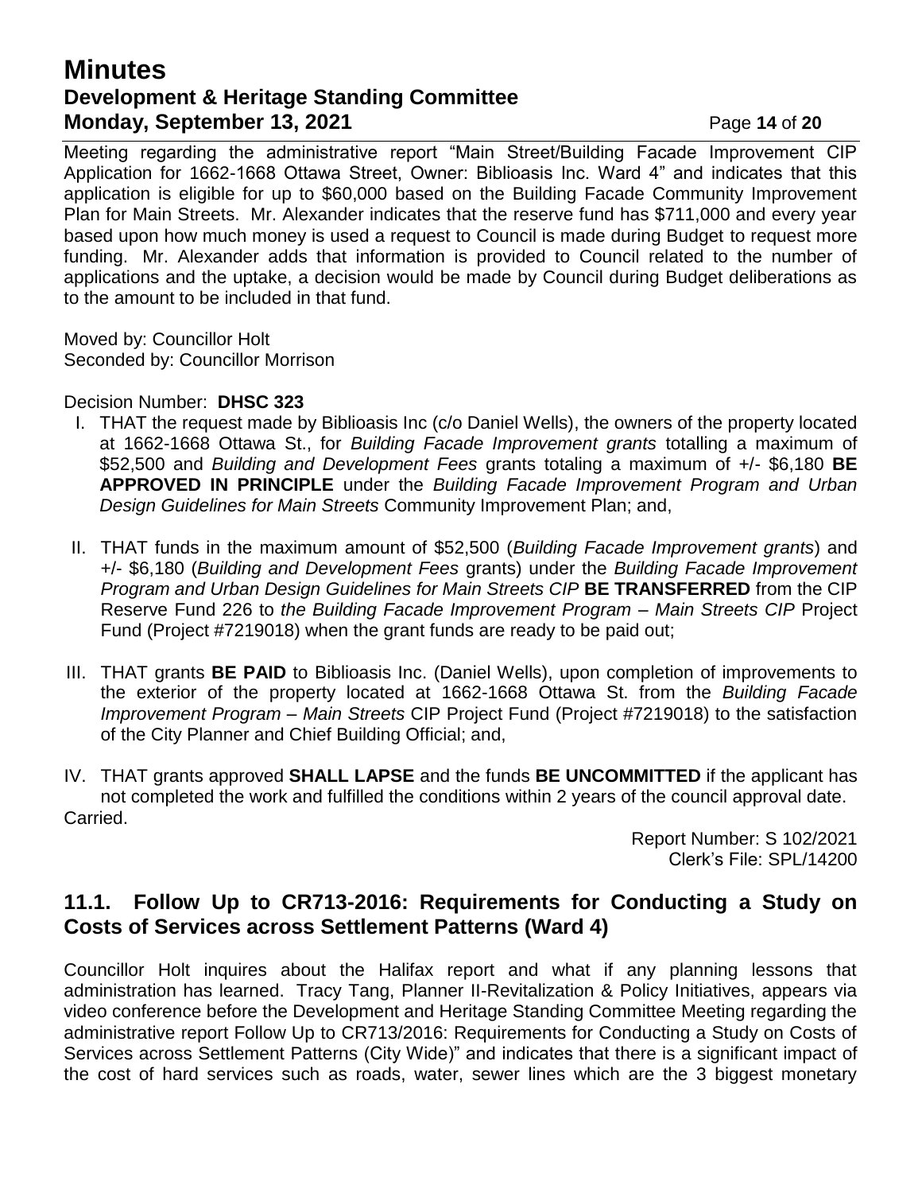Meeting regarding the administrative report "Main Street/Building Facade Improvement CIP Application for 1662-1668 Ottawa Street, Owner: Biblioasis Inc. Ward 4" and indicates that this application is eligible for up to $60,000 based on the Building Facade Community Improvement Plan for Main Streets. Mr. Alexander indicates that the reserve fund has $711,000 and every year based upon how much money is used a request to Council is made during Budget to request more funding. Mr. Alexander adds that information is provided to Council related to the number of applications and the uptake, a decision would be made by Council during Budget deliberations as to the amount to be included in that fund.

Moved by: Councillor Holt
Seconded by: Councillor Morrison

Decision Number: **DHSC 323**

I. THAT the request made by Biblioasis Inc (c/o Daniel Wells), the owners of the property located at 1662-1668 Ottawa St., for *Building Facade Improvement grants* totalling a maximum of $52,500 and *Building and Development Fees* grants totaling a maximum of +/- $6,180 **BE APPROVED IN PRINCIPLE** under the *Building Facade Improvement Program and Urban Design Guidelines for Main Streets* Community Improvement Plan; and,

II. THAT funds in the maximum amount of $52,500 (*Building Facade Improvement grants*) and +/- $6,180 (*Building and Development Fees* grants) under the *Building Facade Improvement Program and Urban Design Guidelines for Main Streets CIP* **BE TRANSFERRED** from the CIP Reserve Fund 226 to *the Building Facade Improvement Program – Main Streets CIP* Project Fund (Project #7219018) when the grant funds are ready to be paid out;

III. THAT grants **BE PAID** to Biblioasis Inc. (Daniel Wells), upon completion of improvements to the exterior of the property located at 1662-1668 Ottawa St. from the *Building Facade Improvement Program – Main Streets* CIP Project Fund (Project #7219018) to the satisfaction of the City Planner and Chief Building Official; and,

IV. THAT grants approved **SHALL LAPSE** and the funds **BE UNCOMMITTED** if the applicant has not completed the work and fulfilled the conditions within 2 years of the council approval date.

Carried.

Report Number: S 102/2021
Clerk's File: SPL/14200

## 11.1. Follow Up to CR713-2016: Requirements for Conducting a Study on Costs of Services across Settlement Patterns (Ward 4)

Councillor Holt inquires about the Halifax report and what if any planning lessons that administration has learned. Tracy Tang, Planner II-Revitalization & Policy Initiatives, appears via video conference before the Development and Heritage Standing Committee Meeting regarding the administrative report Follow Up to CR713/2016: Requirements for Conducting a Study on Costs of Services across Settlement Patterns (City Wide)" and indicates that there is a significant impact of the cost of hard services such as roads, water, sewer lines which are the 3 biggest monetary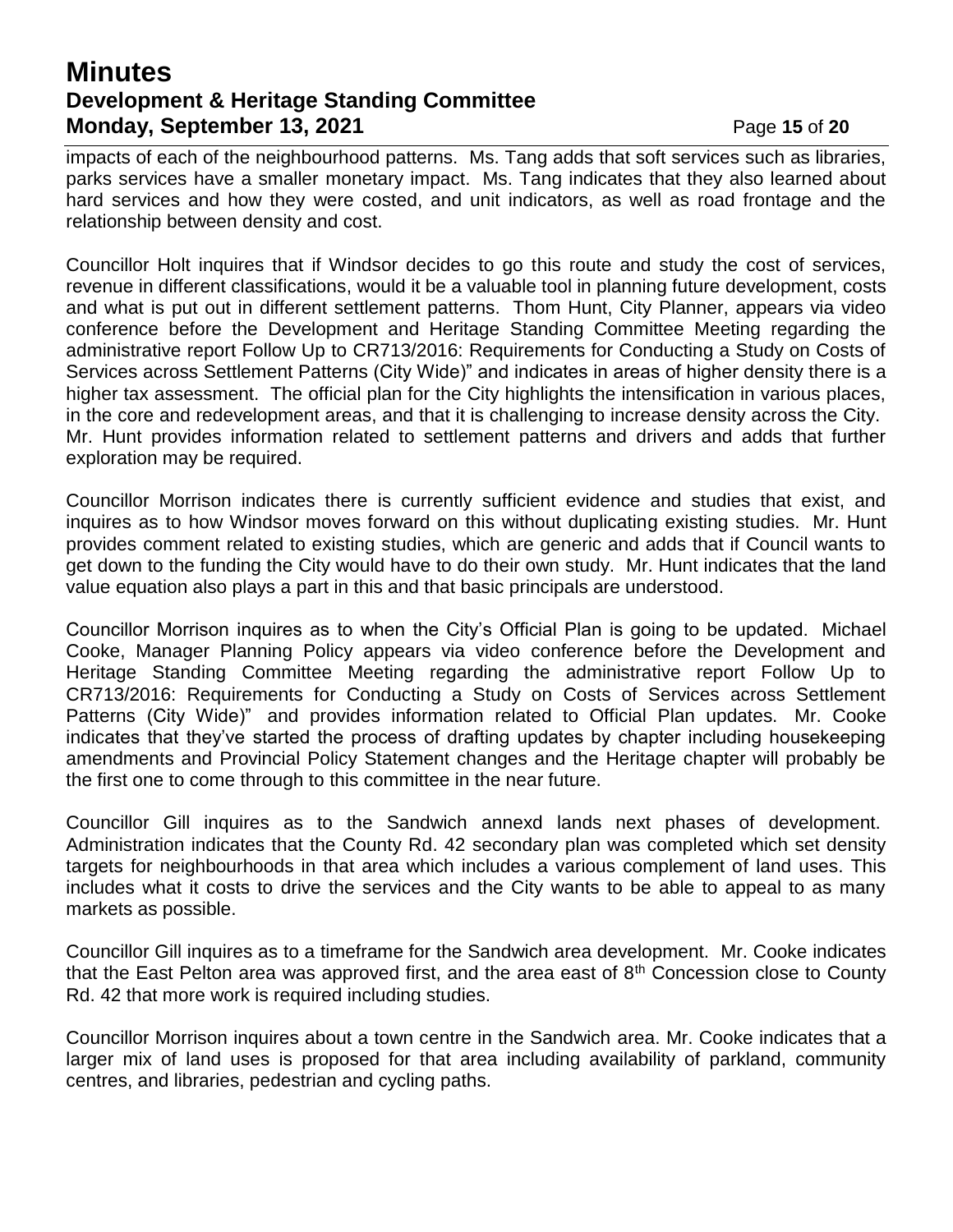impacts of each of the neighbourhood patterns. Ms. Tang adds that soft services such as libraries, parks services have a smaller monetary impact. Ms. Tang indicates that they also learned about hard services and how they were costed, and unit indicators, as well as road frontage and the relationship between density and cost.

Councillor Holt inquires that if Windsor decides to go this route and study the cost of services, revenue in different classifications, would it be a valuable tool in planning future development, costs and what is put out in different settlement patterns. Thom Hunt, City Planner, appears via video conference before the Development and Heritage Standing Committee Meeting regarding the administrative report Follow Up to CR713/2016: Requirements for Conducting a Study on Costs of Services across Settlement Patterns (City Wide)" and indicates in areas of higher density there is a higher tax assessment. The official plan for the City highlights the intensification in various places, in the core and redevelopment areas, and that it is challenging to increase density across the City. Mr. Hunt provides information related to settlement patterns and drivers and adds that further exploration may be required.

Councillor Morrison indicates there is currently sufficient evidence and studies that exist, and inquires as to how Windsor moves forward on this without duplicating existing studies. Mr. Hunt provides comment related to existing studies, which are generic and adds that if Council wants to get down to the funding the City would have to do their own study. Mr. Hunt indicates that the land value equation also plays a part in this and that basic principals are understood.

Councillor Morrison inquires as to when the City's Official Plan is going to be updated. Michael Cooke, Manager Planning Policy appears via video conference before the Development and Heritage Standing Committee Meeting regarding the administrative report Follow Up to CR713/2016: Requirements for Conducting a Study on Costs of Services across Settlement Patterns (City Wide)" and provides information related to Official Plan updates. Mr. Cooke indicates that they've started the process of drafting updates by chapter including housekeeping amendments and Provincial Policy Statement changes and the Heritage chapter will probably be the first one to come through to this committee in the near future.

Councillor Gill inquires as to the Sandwich annexd lands next phases of development. Administration indicates that the County Rd. 42 secondary plan was completed which set density targets for neighbourhoods in that area which includes a various complement of land uses. This includes what it costs to drive the services and the City wants to be able to appeal to as many markets as possible.

Councillor Gill inquires as to a timeframe for the Sandwich area development. Mr. Cooke indicates that the East Pelton area was approved first, and the area east of 8th Concession close to County Rd. 42 that more work is required including studies.

Councillor Morrison inquires about a town centre in the Sandwich area. Mr. Cooke indicates that a larger mix of land uses is proposed for that area including availability of parkland, community centres, and libraries, pedestrian and cycling paths.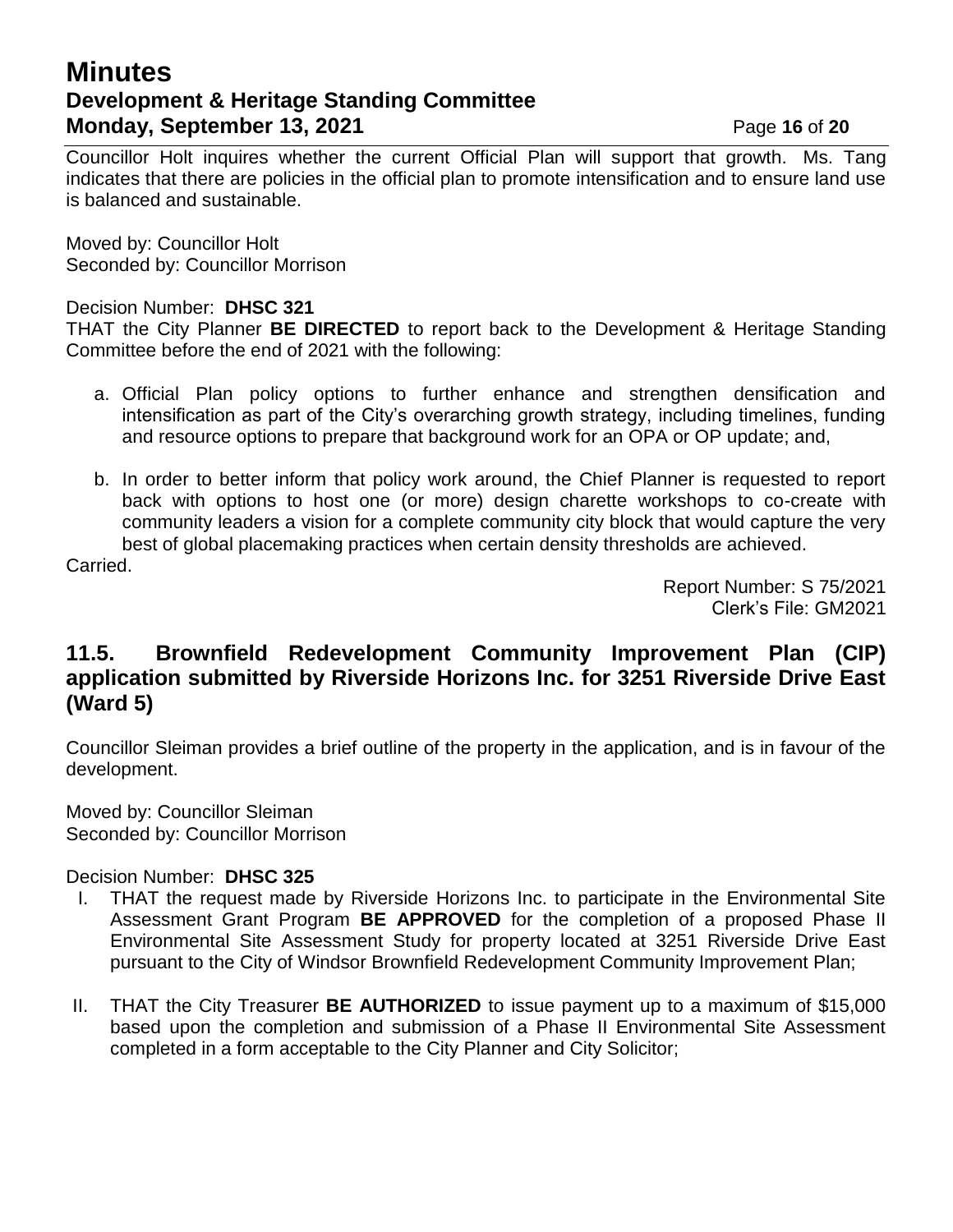Councillor Holt inquires whether the current Official Plan will support that growth. Ms. Tang indicates that there are policies in the official plan to promote intensification and to ensure land use is balanced and sustainable.

Moved by: Councillor Holt
Seconded by: Councillor Morrison

Decision Number: **DHSC 321**
THAT the City Planner **BE DIRECTED** to report back to the Development & Heritage Standing Committee before the end of 2021 with the following:

a. Official Plan policy options to further enhance and strengthen densification and intensification as part of the City's overarching growth strategy, including timelines, funding and resource options to prepare that background work for an OPA or OP update; and,

b. In order to better inform that policy work around, the Chief Planner is requested to report back with options to host one (or more) design charette workshops to co-create with community leaders a vision for a complete community city block that would capture the very best of global placemaking practices when certain density thresholds are achieved.

Carried.

Report Number: S 75/2021
Clerk's File: GM2021

## 11.5. Brownfield Redevelopment Community Improvement Plan (CIP) application submitted by Riverside Horizons Inc. for 3251 Riverside Drive East (Ward 5)

Councillor Sleiman provides a brief outline of the property in the application, and is in favour of the development.

Moved by: Councillor Sleiman
Seconded by: Councillor Morrison

Decision Number: **DHSC 325**

I. THAT the request made by Riverside Horizons Inc. to participate in the Environmental Site Assessment Grant Program **BE APPROVED** for the completion of a proposed Phase II Environmental Site Assessment Study for property located at 3251 Riverside Drive East pursuant to the City of Windsor Brownfield Redevelopment Community Improvement Plan;

II. THAT the City Treasurer **BE AUTHORIZED** to issue payment up to a maximum of $15,000 based upon the completion and submission of a Phase II Environmental Site Assessment completed in a form acceptable to the City Planner and City Solicitor;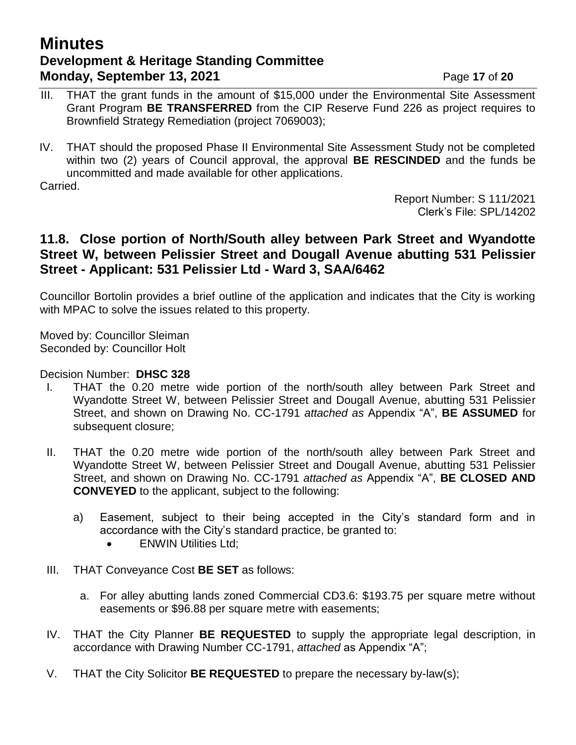III. THAT the grant funds in the amount of $15,000 under the Environmental Site Assessment Grant Program **BE TRANSFERRED** from the CIP Reserve Fund 226 as project requires to Brownfield Strategy Remediation (project 7069003);

IV. THAT should the proposed Phase II Environmental Site Assessment Study not be completed within two (2) years of Council approval, the approval **BE RESCINDED** and the funds be uncommitted and made available for other applications.

Carried.

Report Number: S 111/2021
Clerk's File: SPL/14202

## 11.8. Close portion of North/South alley between Park Street and Wyandotte Street W, between Pelissier Street and Dougall Avenue abutting 531 Pelissier Street - Applicant: 531 Pelissier Ltd - Ward 3, SAA/6462

Councillor Bortolin provides a brief outline of the application and indicates that the City is working with MPAC to solve the issues related to this property.

Moved by: Councillor Sleiman
Seconded by: Councillor Holt

Decision Number: **DHSC 328**

I. THAT the 0.20 metre wide portion of the north/south alley between Park Street and Wyandotte Street W, between Pelissier Street and Dougall Avenue, abutting 531 Pelissier Street, and shown on Drawing No. CC-1791 *attached as* Appendix "A", **BE ASSUMED** for subsequent closure;

II. THAT the 0.20 metre wide portion of the north/south alley between Park Street and Wyandotte Street W, between Pelissier Street and Dougall Avenue, abutting 531 Pelissier Street, and shown on Drawing No. CC-1791 *attached as* Appendix "A", **BE CLOSED AND CONVEYED** to the applicant, subject to the following:

   a) Easement, subject to their being accepted in the City's standard form and in accordance with the City's standard practice, be granted to:
      - ENWIN Utilities Ltd;

III. THAT Conveyance Cost **BE SET** as follows:

   a. For alley abutting lands zoned Commercial CD3.6: $193.75 per square metre without easements or $96.88 per square metre with easements;

IV. THAT the City Planner **BE REQUESTED** to supply the appropriate legal description, in accordance with Drawing Number CC-1791, *attached* as Appendix "A";

V. THAT the City Solicitor **BE REQUESTED** to prepare the necessary by-law(s);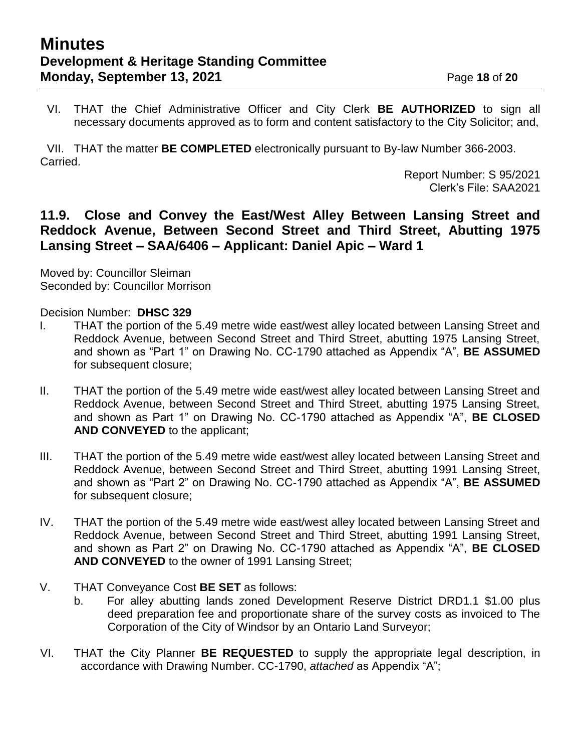VI. THAT the Chief Administrative Officer and City Clerk **BE AUTHORIZED** to sign all necessary documents approved as to form and content satisfactory to the City Solicitor; and,

VII. THAT the matter **BE COMPLETED** electronically pursuant to By-law Number 366-2003.

Carried.

Report Number: S 95/2021
Clerk's File: SAA2021

## 11.9. Close and Convey the East/West Alley Between Lansing Street and Reddock Avenue, Between Second Street and Third Street, Abutting 1975 Lansing Street – SAA/6406 – Applicant: Daniel Apic – Ward 1

Moved by: Councillor Sleiman
Seconded by: Councillor Morrison

Decision Number: **DHSC 329**

I. THAT the portion of the 5.49 metre wide east/west alley located between Lansing Street and Reddock Avenue, between Second Street and Third Street, abutting 1975 Lansing Street, and shown as "Part 1" on Drawing No. CC-1790 attached as Appendix "A", **BE ASSUMED** for subsequent closure;

II. THAT the portion of the 5.49 metre wide east/west alley located between Lansing Street and Reddock Avenue, between Second Street and Third Street, abutting 1975 Lansing Street, and shown as Part 1" on Drawing No. CC-1790 attached as Appendix "A", **BE CLOSED AND CONVEYED** to the applicant;

III. THAT the portion of the 5.49 metre wide east/west alley located between Lansing Street and Reddock Avenue, between Second Street and Third Street, abutting 1991 Lansing Street, and shown as "Part 2" on Drawing No. CC-1790 attached as Appendix "A", **BE ASSUMED** for subsequent closure;

IV. THAT the portion of the 5.49 metre wide east/west alley located between Lansing Street and Reddock Avenue, between Second Street and Third Street, abutting 1991 Lansing Street, and shown as Part 2" on Drawing No. CC-1790 attached as Appendix "A", **BE CLOSED AND CONVEYED** to the owner of 1991 Lansing Street;

V. THAT Conveyance Cost **BE SET** as follows:
   b. For alley abutting lands zoned Development Reserve District DRD1.1 $1.00 plus deed preparation fee and proportionate share of the survey costs as invoiced to The Corporation of the City of Windsor by an Ontario Land Surveyor;

VI. THAT the City Planner **BE REQUESTED** to supply the appropriate legal description, in accordance with Drawing Number. CC-1790, *attached* as Appendix "A";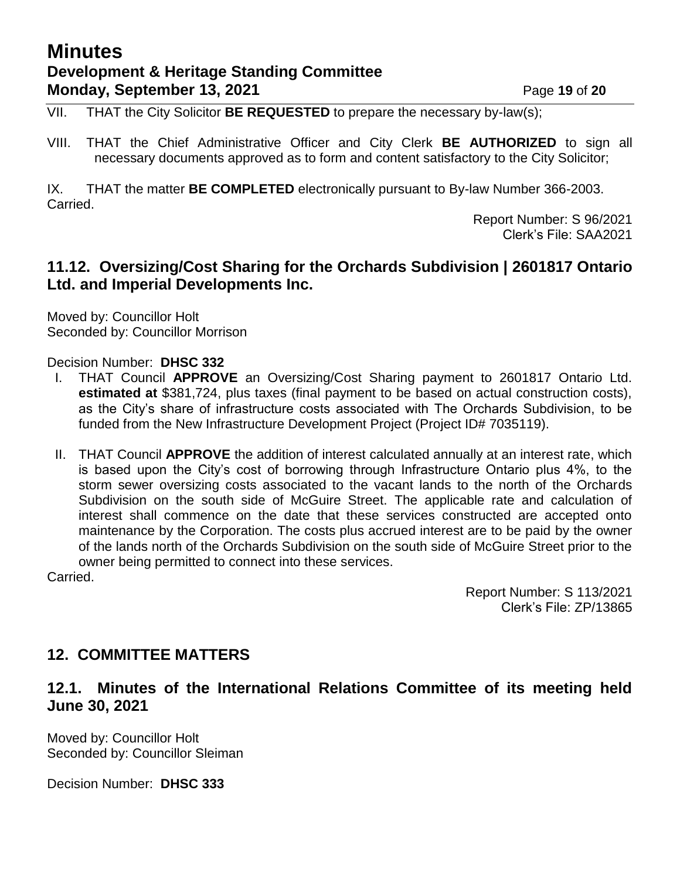VII. THAT the City Solicitor **BE REQUESTED** to prepare the necessary by-law(s);

VIII. THAT the Chief Administrative Officer and City Clerk **BE AUTHORIZED** to sign all necessary documents approved as to form and content satisfactory to the City Solicitor;

IX. THAT the matter **BE COMPLETED** electronically pursuant to By-law Number 366-2003.
Carried.

Report Number: S 96/2021
Clerk's File: SAA2021

## 11.12. Oversizing/Cost Sharing for the Orchards Subdivision | 2601817 Ontario Ltd. and Imperial Developments Inc.

Moved by: Councillor Holt
Seconded by: Councillor Morrison

Decision Number: **DHSC 332**

I. THAT Council **APPROVE** an Oversizing/Cost Sharing payment to 2601817 Ontario Ltd. **estimated at** $381,724, plus taxes (final payment to be based on actual construction costs), as the City's share of infrastructure costs associated with The Orchards Subdivision, to be funded from the New Infrastructure Development Project (Project ID# 7035119).

II. THAT Council **APPROVE** the addition of interest calculated annually at an interest rate, which is based upon the City's cost of borrowing through Infrastructure Ontario plus 4%, to the storm sewer oversizing costs associated to the vacant lands to the north of the Orchards Subdivision on the south side of McGuire Street. The applicable rate and calculation of interest shall commence on the date that these services constructed are accepted onto maintenance by the Corporation. The costs plus accrued interest are to be paid by the owner of the lands north of the Orchards Subdivision on the south side of McGuire Street prior to the owner being permitted to connect into these services.

Carried.

Report Number: S 113/2021
Clerk's File: ZP/13865

## 12. COMMITTEE MATTERS

## 12.1. Minutes of the International Relations Committee of its meeting held June 30, 2021

Moved by: Councillor Holt
Seconded by: Councillor Sleiman

Decision Number: **DHSC 333**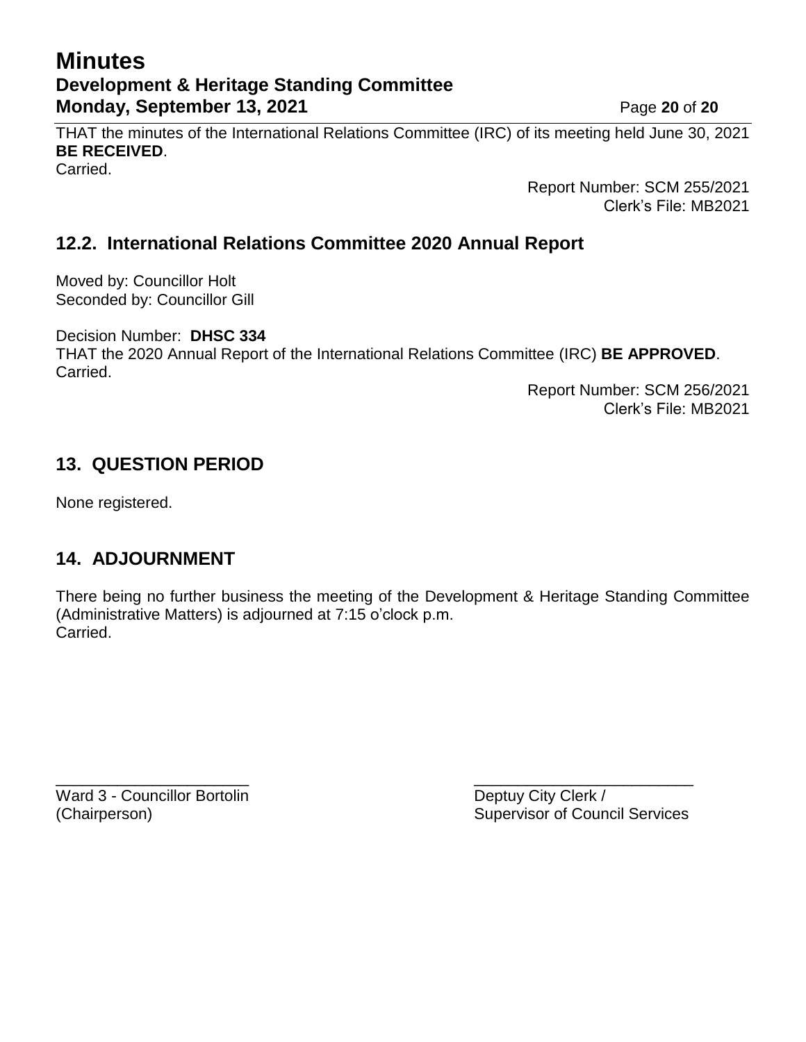THAT the minutes of the International Relations Committee (IRC) of its meeting held June 30, 2021 **BE RECEIVED**.
Carried.

Report Number: SCM 255/2021
Clerk's File: MB2021

## 12.2. International Relations Committee 2020 Annual Report

Moved by: Councillor Holt
Seconded by: Councillor Gill

Decision Number: **DHSC 334**
THAT the 2020 Annual Report of the International Relations Committee (IRC) **BE APPROVED**.
Carried.

Report Number: SCM 256/2021
Clerk's File: MB2021

## 13. QUESTION PERIOD

None registered.

## 14. ADJOURNMENT

There being no further business the meeting of the Development & Heritage Standing Committee (Administrative Matters) is adjourned at 7:15 o'clock p.m.
Carried.

\_\_\_\_\_\_\_\_\_\_\_\_\_\_\_\_\_\_\_\_\_\_\_
Ward 3 - Councillor Bortolin
(Chairperson)

\_\_\_\_\_\_\_\_\_\_\_\_\_\_\_\_\_\_\_\_\_\_\_
Deptuy City Clerk /
Supervisor of Council Services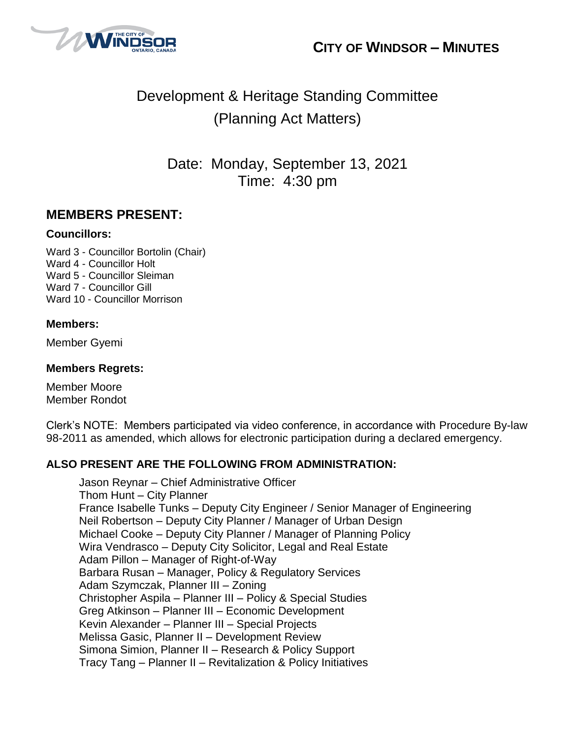# CITY OF WINDSOR – MINUTES

## Development & Heritage Standing Committee (Planning Act Matters)

Date: Monday, September 13, 2021
Time: 4:30 pm

## MEMBERS PRESENT:

### Councillors:

Ward 3 - Councillor Bortolin (Chair)
Ward 4 - Councillor Holt
Ward 5 - Councillor Sleiman
Ward 7 - Councillor Gill
Ward 10 - Councillor Morrison

### Members:

Member Gyemi

### Members Regrets:

Member Moore
Member Rondot

Clerk's NOTE: Members participated via video conference, in accordance with Procedure By-law 98-2011 as amended, which allows for electronic participation during a declared emergency.

### ALSO PRESENT ARE THE FOLLOWING FROM ADMINISTRATION:

Jason Reynar – Chief Administrative Officer
Thom Hunt – City Planner
France Isabelle Tunks – Deputy City Engineer / Senior Manager of Engineering
Neil Robertson – Deputy City Planner / Manager of Urban Design
Michael Cooke – Deputy City Planner / Manager of Planning Policy
Wira Vendrasco – Deputy City Solicitor, Legal and Real Estate
Adam Pillon – Manager of Right-of-Way
Barbara Rusan – Manager, Policy & Regulatory Services
Adam Szymczak, Planner III – Zoning
Christopher Aspila – Planner III – Policy & Special Studies
Greg Atkinson – Planner III – Economic Development
Kevin Alexander – Planner III – Special Projects
Melissa Gasic, Planner II – Development Review
Simona Simion, Planner II – Research & Policy Support
Tracy Tang – Planner II – Revitalization & Policy Initiatives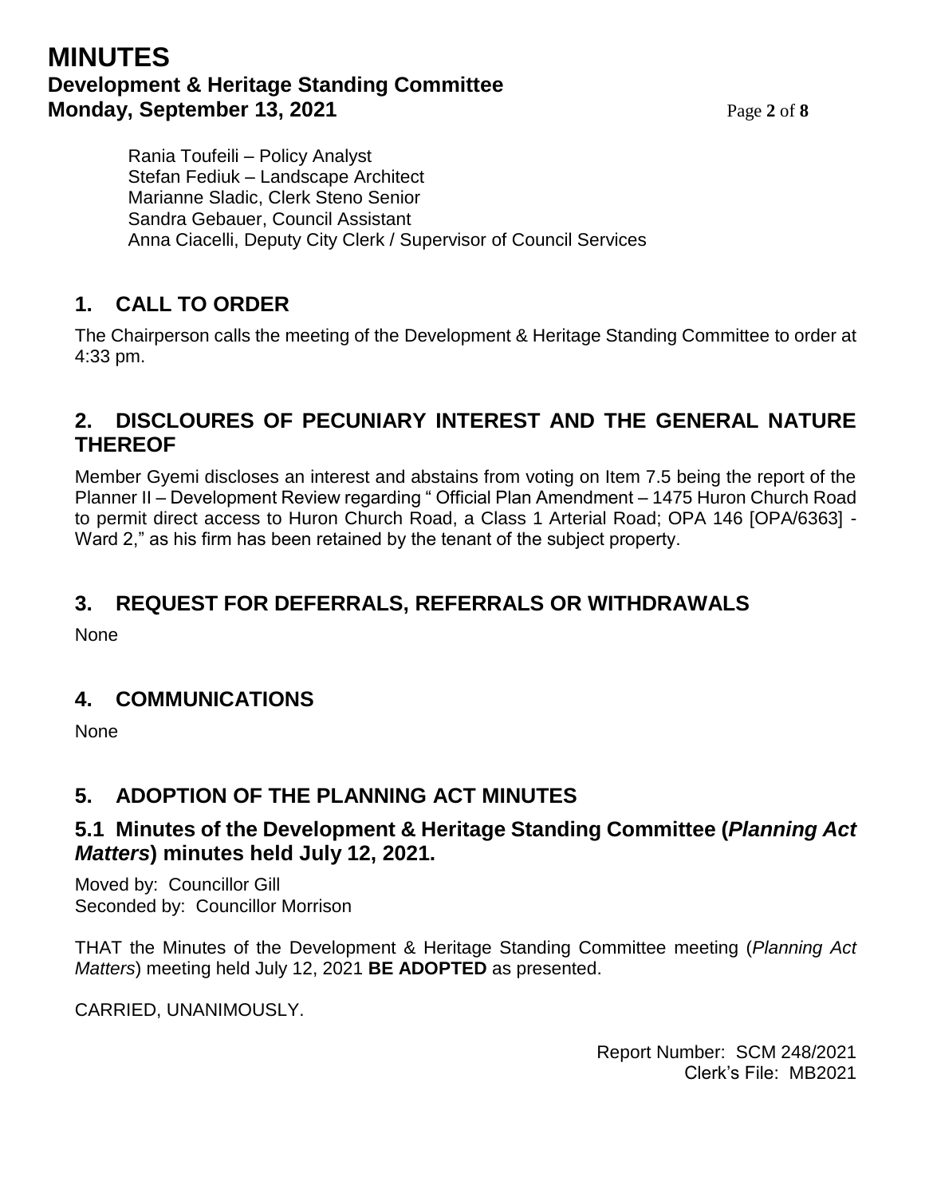Rania Toufeili – Policy Analyst
Stefan Fediuk – Landscape Architect
Marianne Sladic, Clerk Steno Senior
Sandra Gebauer, Council Assistant
Anna Ciacelli, Deputy City Clerk / Supervisor of Council Services

## 1. CALL TO ORDER

The Chairperson calls the meeting of the Development & Heritage Standing Committee to order at 4:33 pm.

## 2. DISCLOURES OF PECUNIARY INTEREST AND THE GENERAL NATURE THEREOF

Member Gyemi discloses an interest and abstains from voting on Item 7.5 being the report of the Planner II – Development Review regarding " Official Plan Amendment – 1475 Huron Church Road to permit direct access to Huron Church Road, a Class 1 Arterial Road; OPA 146 [OPA/6363] - Ward 2," as his firm has been retained by the tenant of the subject property.

## 3. REQUEST FOR DEFERRALS, REFERRALS OR WITHDRAWALS

None

## 4. COMMUNICATIONS

None

## 5. ADOPTION OF THE PLANNING ACT MINUTES

### 5.1 Minutes of the Development & Heritage Standing Committee (*Planning Act Matters*) minutes held July 12, 2021.

Moved by: Councillor Gill
Seconded by: Councillor Morrison

THAT the Minutes of the Development & Heritage Standing Committee meeting (*Planning Act Matters*) meeting held July 12, 2021 **BE ADOPTED** as presented.

CARRIED, UNANIMOUSLY.

Report Number: SCM 248/2021
Clerk's File: MB2021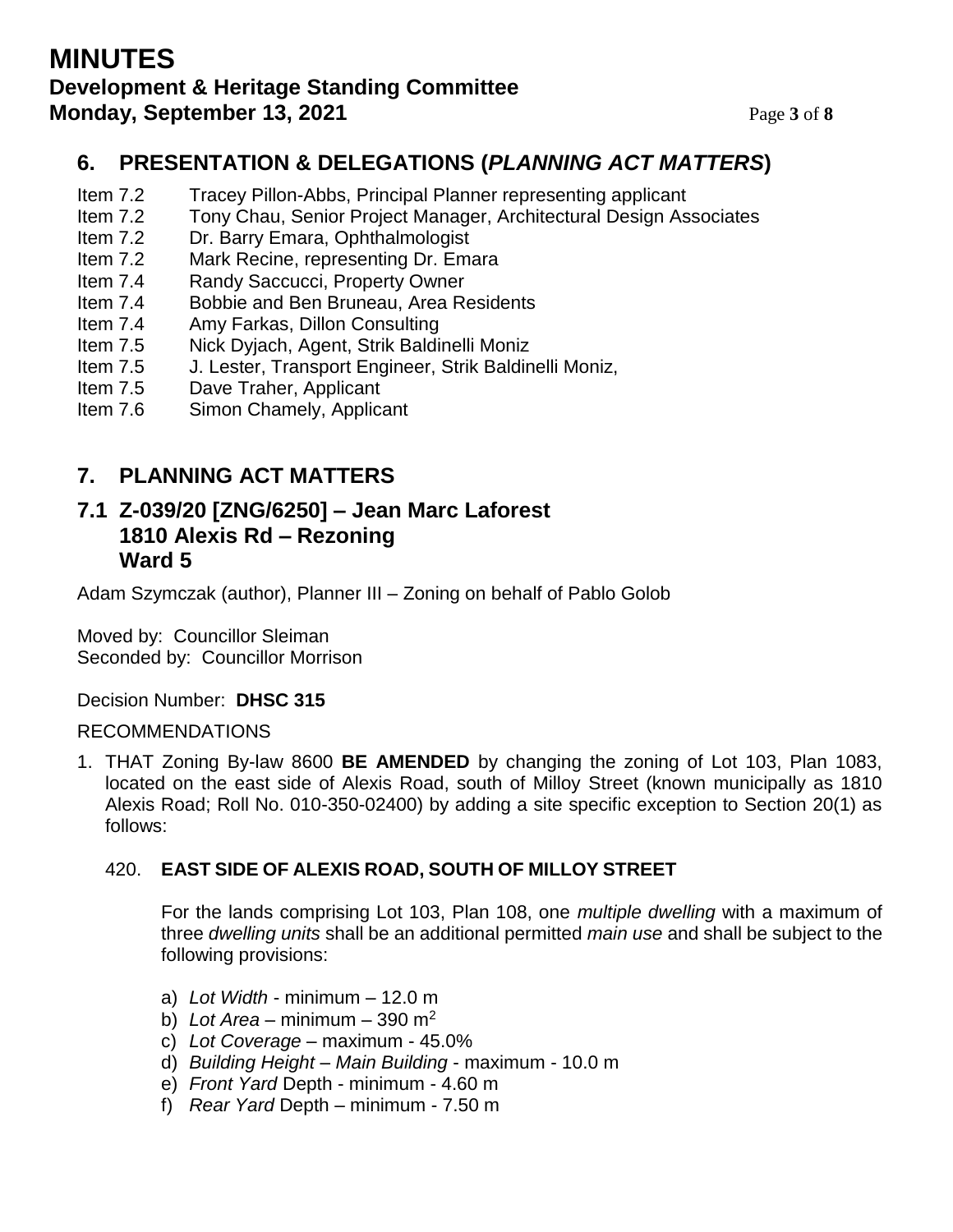## 6. PRESENTATION & DELEGATIONS (*PLANNING ACT MATTERS*)

- Item 7.2 Tracey Pillon-Abbs, Principal Planner representing applicant
- Item 7.2 Tony Chau, Senior Project Manager, Architectural Design Associates
- Item 7.2 Dr. Barry Emara, Ophthalmologist
- Item 7.2 Mark Recine, representing Dr. Emara
- Item 7.4 Randy Saccucci, Property Owner
- Item 7.4 Bobbie and Ben Bruneau, Area Residents
- Item 7.4 Amy Farkas, Dillon Consulting
- Item 7.5 Nick Dyjach, Agent, Strik Baldinelli Moniz
- Item 7.5 J. Lester, Transport Engineer, Strik Baldinelli Moniz,
- Item 7.5 Dave Traher, Applicant
- Item 7.6 Simon Chamely, Applicant

## 7. PLANNING ACT MATTERS

### 7.1 Z-039/20 [ZNG/6250] – Jean Marc Laforest 1810 Alexis Rd – Rezoning Ward 5

Adam Szymczak (author), Planner III – Zoning on behalf of Pablo Golob

Moved by: Councillor Sleiman
Seconded by: Councillor Morrison

Decision Number: **DHSC 315**

RECOMMENDATIONS

1. THAT Zoning By-law 8600 **BE AMENDED** by changing the zoning of Lot 103, Plan 1083, located on the east side of Alexis Road, south of Milloy Street (known municipally as 1810 Alexis Road; Roll No. 010-350-02400) by adding a site specific exception to Section 20(1) as follows:

   420. **EAST SIDE OF ALEXIS ROAD, SOUTH OF MILLOY STREET**

   For the lands comprising Lot 103, Plan 108, one *multiple dwelling* with a maximum of three *dwelling units* shall be an additional permitted *main use* and shall be subject to the following provisions:

   a) *Lot Width* - minimum – 12.0 m
   b) *Lot Area* – minimum – 390 m$^2$
   c) *Lot Coverage* – maximum - 45.0%
   d) *Building Height – Main Building* - maximum - 10.0 m
   e) *Front Yard* Depth - minimum - 4.60 m
   f) *Rear Yard* Depth – minimum - 7.50 m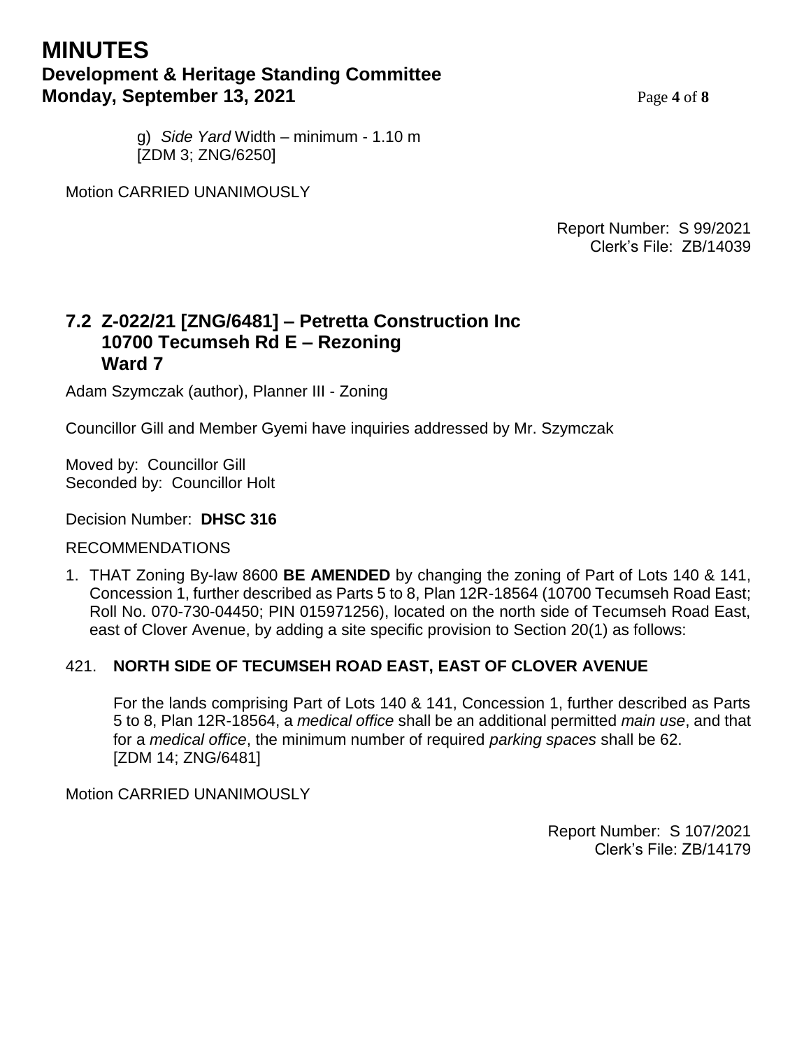g) *Side Yard* Width – minimum - 1.10 m
[ZDM 3; ZNG/6250]

Motion CARRIED UNANIMOUSLY

Report Number: S 99/2021
Clerk's File: ZB/14039

## 7.2 Z-022/21 [ZNG/6481] – Petretta Construction Inc 10700 Tecumseh Rd E – Rezoning Ward 7

Adam Szymczak (author), Planner III - Zoning

Councillor Gill and Member Gyemi have inquiries addressed by Mr. Szymczak

Moved by: Councillor Gill
Seconded by: Councillor Holt

Decision Number: **DHSC 316**

RECOMMENDATIONS

1. THAT Zoning By-law 8600 **BE AMENDED** by changing the zoning of Part of Lots 140 & 141, Concession 1, further described as Parts 5 to 8, Plan 12R-18564 (10700 Tecumseh Road East; Roll No. 070-730-04450; PIN 015971256), located on the north side of Tecumseh Road East, east of Clover Avenue, by adding a site specific provision to Section 20(1) as follows:

421. **NORTH SIDE OF TECUMSEH ROAD EAST, EAST OF CLOVER AVENUE**

For the lands comprising Part of Lots 140 & 141, Concession 1, further described as Parts 5 to 8, Plan 12R-18564, a *medical office* shall be an additional permitted *main use*, and that for a *medical office*, the minimum number of required *parking spaces* shall be 62.
[ZDM 14; ZNG/6481]

Motion CARRIED UNANIMOUSLY

Report Number: S 107/2021
Clerk's File: ZB/14179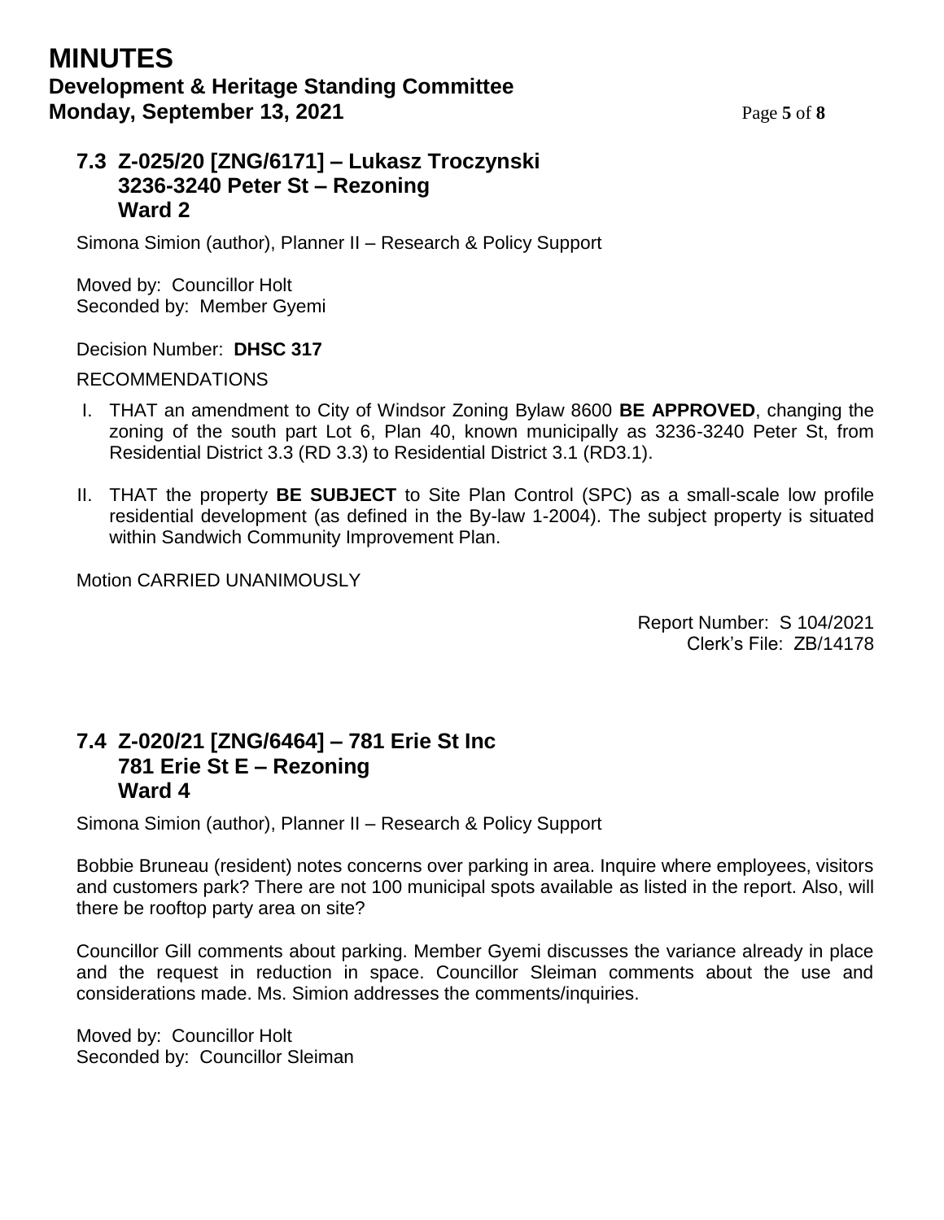## 7.3 Z-025/20 [ZNG/6171] – Lukasz Troczynski 3236-3240 Peter St – Rezoning Ward 2

Simona Simion (author), Planner II – Research & Policy Support

Moved by: Councillor Holt
Seconded by: Member Gyemi

Decision Number: **DHSC 317**

RECOMMENDATIONS

I. THAT an amendment to City of Windsor Zoning Bylaw 8600 **BE APPROVED**, changing the zoning of the south part Lot 6, Plan 40, known municipally as 3236-3240 Peter St, from Residential District 3.3 (RD 3.3) to Residential District 3.1 (RD3.1).

II. THAT the property **BE SUBJECT** to Site Plan Control (SPC) as a small-scale low profile residential development (as defined in the By-law 1-2004). The subject property is situated within Sandwich Community Improvement Plan.

Motion CARRIED UNANIMOUSLY

Report Number: S 104/2021
Clerk's File: ZB/14178

## 7.4 Z-020/21 [ZNG/6464] – 781 Erie St Inc 781 Erie St E – Rezoning Ward 4

Simona Simion (author), Planner II – Research & Policy Support

Bobbie Bruneau (resident) notes concerns over parking in area. Inquire where employees, visitors and customers park? There are not 100 municipal spots available as listed in the report. Also, will there be rooftop party area on site?

Councillor Gill comments about parking. Member Gyemi discusses the variance already in place and the request in reduction in space. Councillor Sleiman comments about the use and considerations made. Ms. Simion addresses the comments/inquiries.

Moved by: Councillor Holt
Seconded by: Councillor Sleiman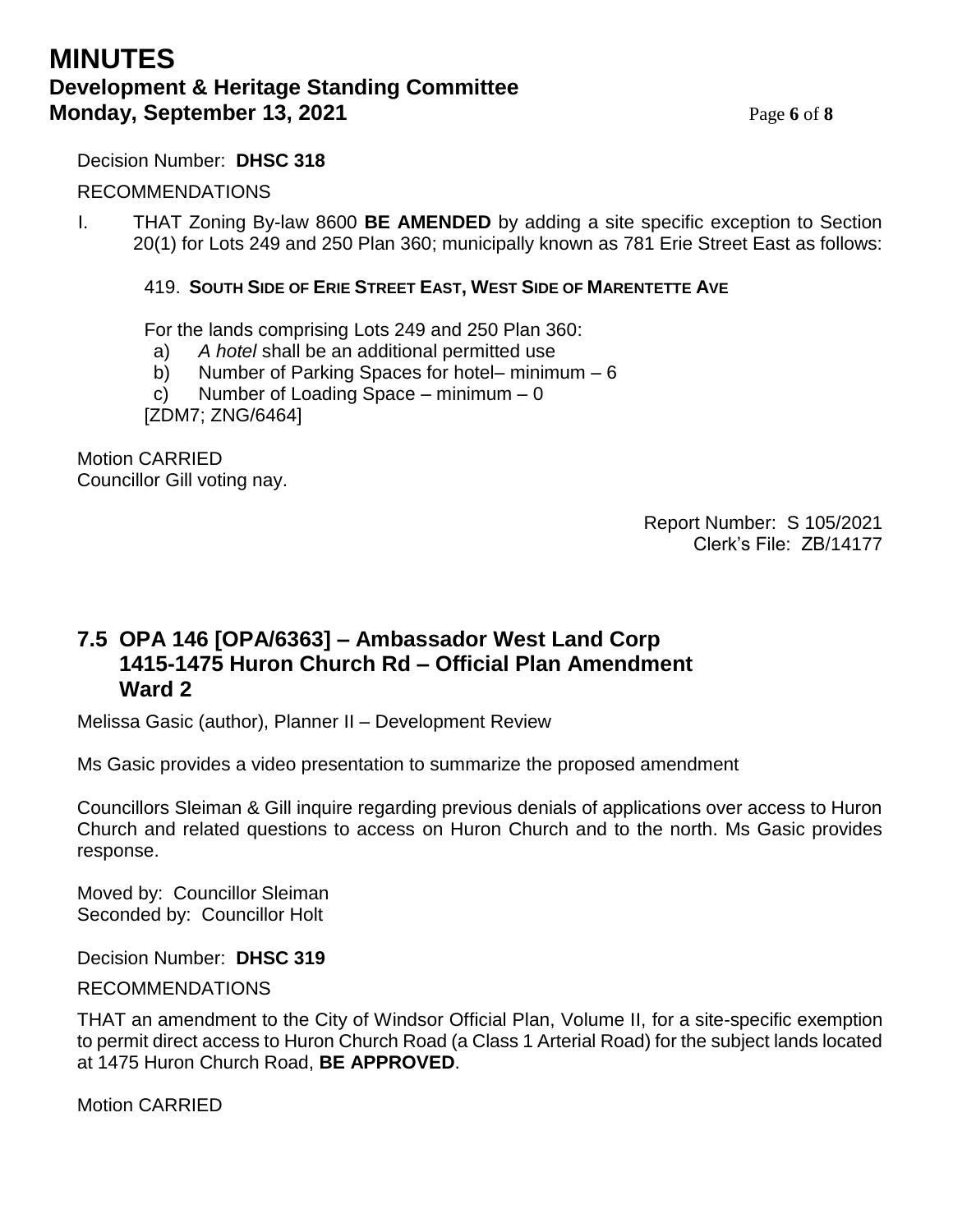Decision Number: **DHSC 318**

RECOMMENDATIONS

I. THAT Zoning By-law 8600 **BE AMENDED** by adding a site specific exception to Section 20(1) for Lots 249 and 250 Plan 360; municipally known as 781 Erie Street East as follows:

   419. **SOUTH SIDE OF ERIE STREET EAST, WEST SIDE OF MARENTETTE AVE**

   For the lands comprising Lots 249 and 250 Plan 360:
   a) *A hotel* shall be an additional permitted use
   b) Number of Parking Spaces for hotel– minimum – 6
   c) Number of Loading Space – minimum – 0
   [ZDM7; ZNG/6464]

Motion CARRIED
Councillor Gill voting nay.

Report Number: S 105/2021
Clerk's File: ZB/14177

## 7.5 OPA 146 [OPA/6363] – Ambassador West Land Corp 1415-1475 Huron Church Rd – Official Plan Amendment Ward 2

Melissa Gasic (author), Planner II – Development Review

Ms Gasic provides a video presentation to summarize the proposed amendment

Councillors Sleiman & Gill inquire regarding previous denials of applications over access to Huron Church and related questions to access on Huron Church and to the north. Ms Gasic provides response.

Moved by: Councillor Sleiman
Seconded by: Councillor Holt

Decision Number: **DHSC 319**

RECOMMENDATIONS

THAT an amendment to the City of Windsor Official Plan, Volume II, for a site-specific exemption to permit direct access to Huron Church Road (a Class 1 Arterial Road) for the subject lands located at 1475 Huron Church Road, **BE APPROVED**.

Motion CARRIED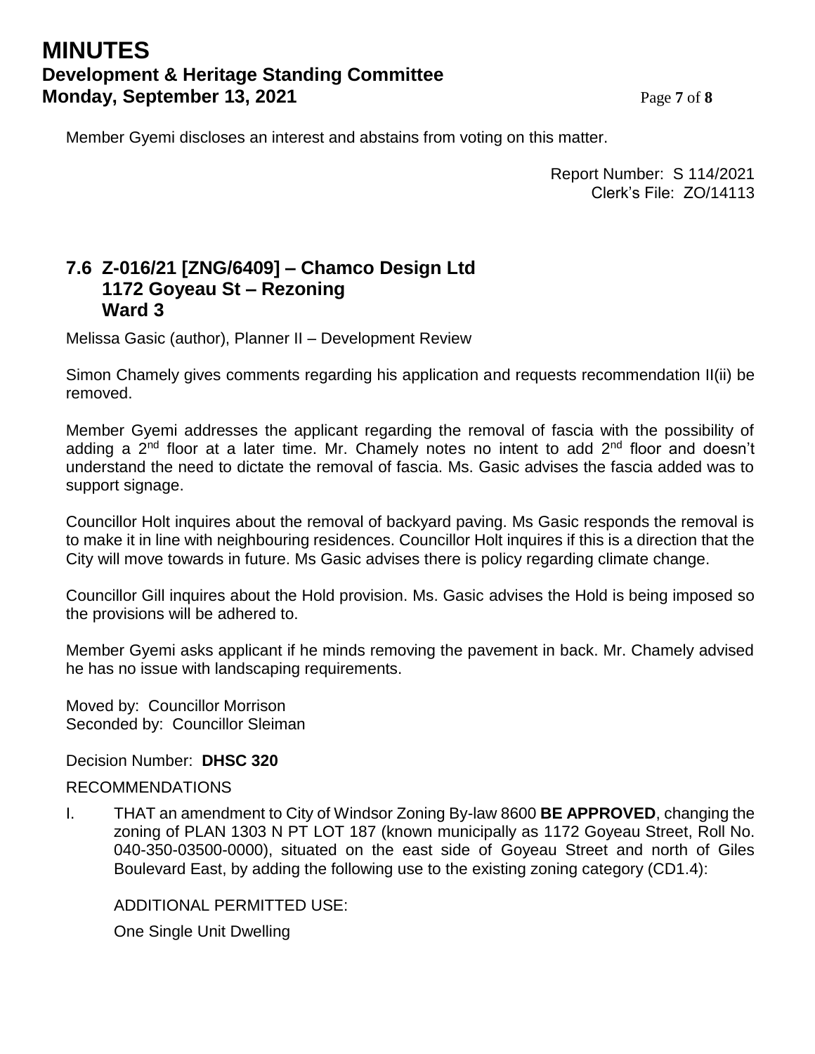Member Gyemi discloses an interest and abstains from voting on this matter.

Report Number: S 114/2021
Clerk's File: ZO/14113

## 7.6 Z-016/21 [ZNG/6409] – Chamco Design Ltd 1172 Goyeau St – Rezoning Ward 3

Melissa Gasic (author), Planner II – Development Review

Simon Chamely gives comments regarding his application and requests recommendation II(ii) be removed.

Member Gyemi addresses the applicant regarding the removal of fascia with the possibility of adding a 2nd floor at a later time. Mr. Chamely notes no intent to add 2nd floor and doesn't understand the need to dictate the removal of fascia. Ms. Gasic advises the fascia added was to support signage.

Councillor Holt inquires about the removal of backyard paving. Ms Gasic responds the removal is to make it in line with neighbouring residences. Councillor Holt inquires if this is a direction that the City will move towards in future. Ms Gasic advises there is policy regarding climate change.

Councillor Gill inquires about the Hold provision. Ms. Gasic advises the Hold is being imposed so the provisions will be adhered to.

Member Gyemi asks applicant if he minds removing the pavement in back. Mr. Chamely advised he has no issue with landscaping requirements.

Moved by: Councillor Morrison
Seconded by: Councillor Sleiman

Decision Number: **DHSC 320**

RECOMMENDATIONS

I. THAT an amendment to City of Windsor Zoning By-law 8600 **BE APPROVED**, changing the zoning of PLAN 1303 N PT LOT 187 (known municipally as 1172 Goyeau Street, Roll No. 040-350-03500-0000), situated on the east side of Goyeau Street and north of Giles Boulevard East, by adding the following use to the existing zoning category (CD1.4):

ADDITIONAL PERMITTED USE:

One Single Unit Dwelling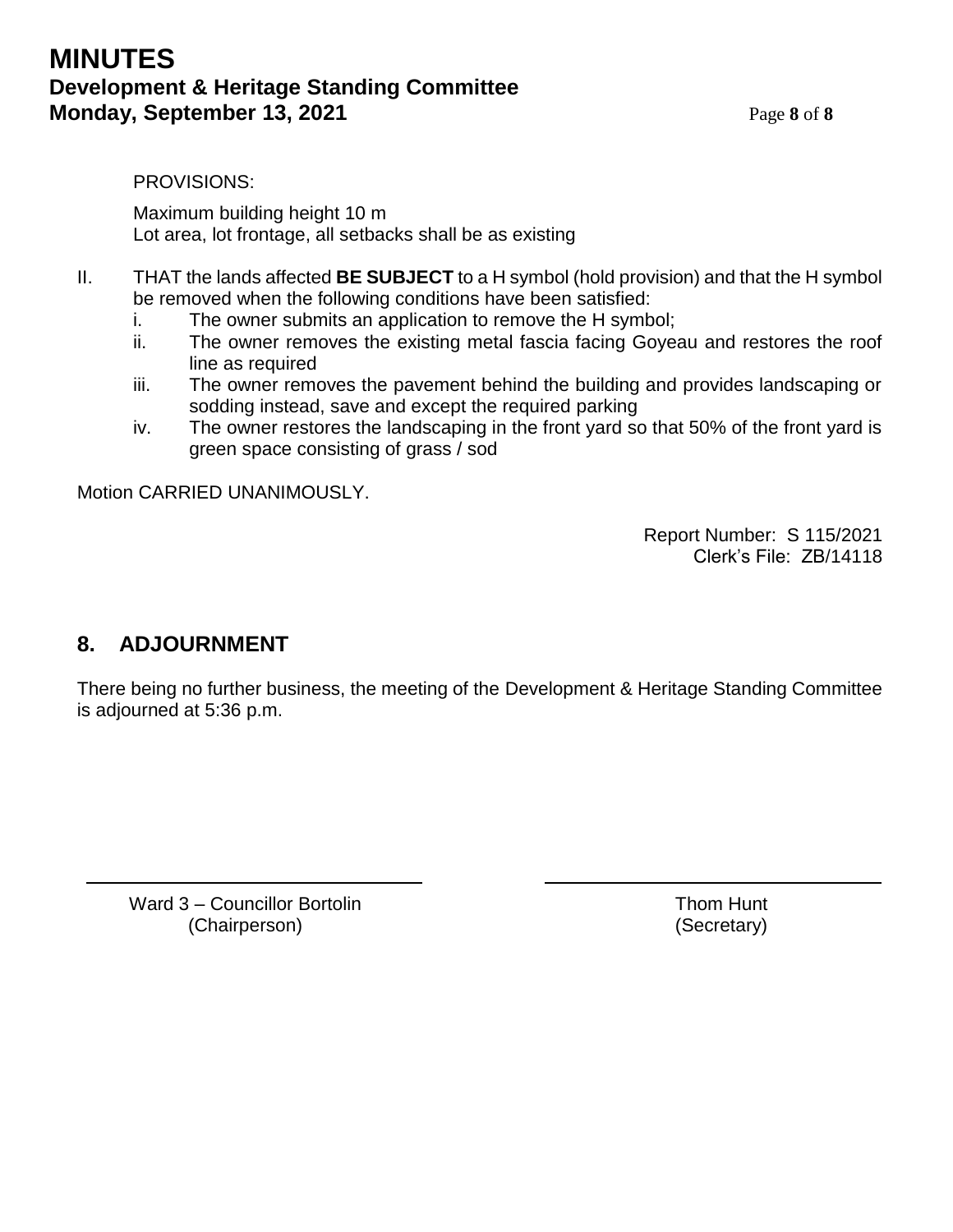PROVISIONS:

Maximum building height 10 m
Lot area, lot frontage, all setbacks shall be as existing

II. THAT the lands affected **BE SUBJECT** to a H symbol (hold provision) and that the H symbol be removed when the following conditions have been satisfied:
   i. The owner submits an application to remove the H symbol;
   ii. The owner removes the existing metal fascia facing Goyeau and restores the roof line as required
   iii. The owner removes the pavement behind the building and provides landscaping or sodding instead, save and except the required parking
   iv. The owner restores the landscaping in the front yard so that 50% of the front yard is green space consisting of grass / sod

Motion CARRIED UNANIMOUSLY.

Report Number: S 115/2021
Clerk's File: ZB/14118

## 8. ADJOURNMENT

There being no further business, the meeting of the Development & Heritage Standing Committee is adjourned at 5:36 p.m.

Ward 3 – Councillor Bortolin
(Chairperson)

Thom Hunt
(Secretary)